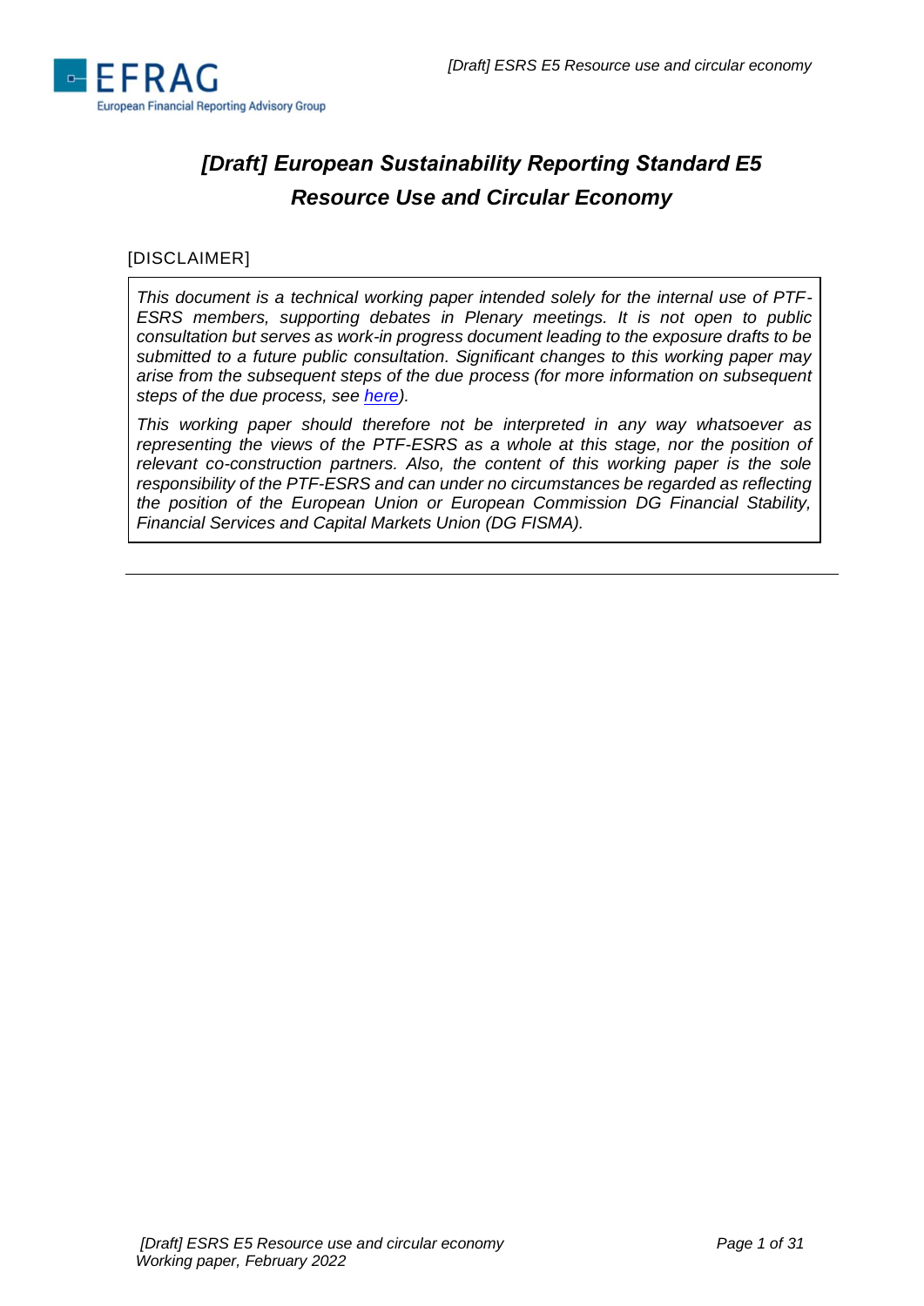# *[Draft] European Sustainability Reporting Standard E5 Resource Use and Circular Economy*

[DISCLAIMER]

> *This document is a technical working paper intended solely for the internal use of PTF-ESRS members, supporting debates in Plenary meetings. It is not open to public consultation but serves as work-in progress document leading to the exposure drafts to be submitted to a future public consultation. Significant changes to this working paper may arise from the subsequent steps of the due process (for more information on subsequent steps of the due process, see [here](#)).*
>
> *This working paper should therefore not be interpreted in any way whatsoever as representing the views of the PTF-ESRS as a whole at this stage, nor the position of relevant co-construction partners. Also, the content of this working paper is the sole responsibility of the PTF-ESRS and can under no circumstances be regarded as reflecting the position of the European Union or European Commission DG Financial Stability, Financial Services and Capital Markets Union (DG FISMA).*

---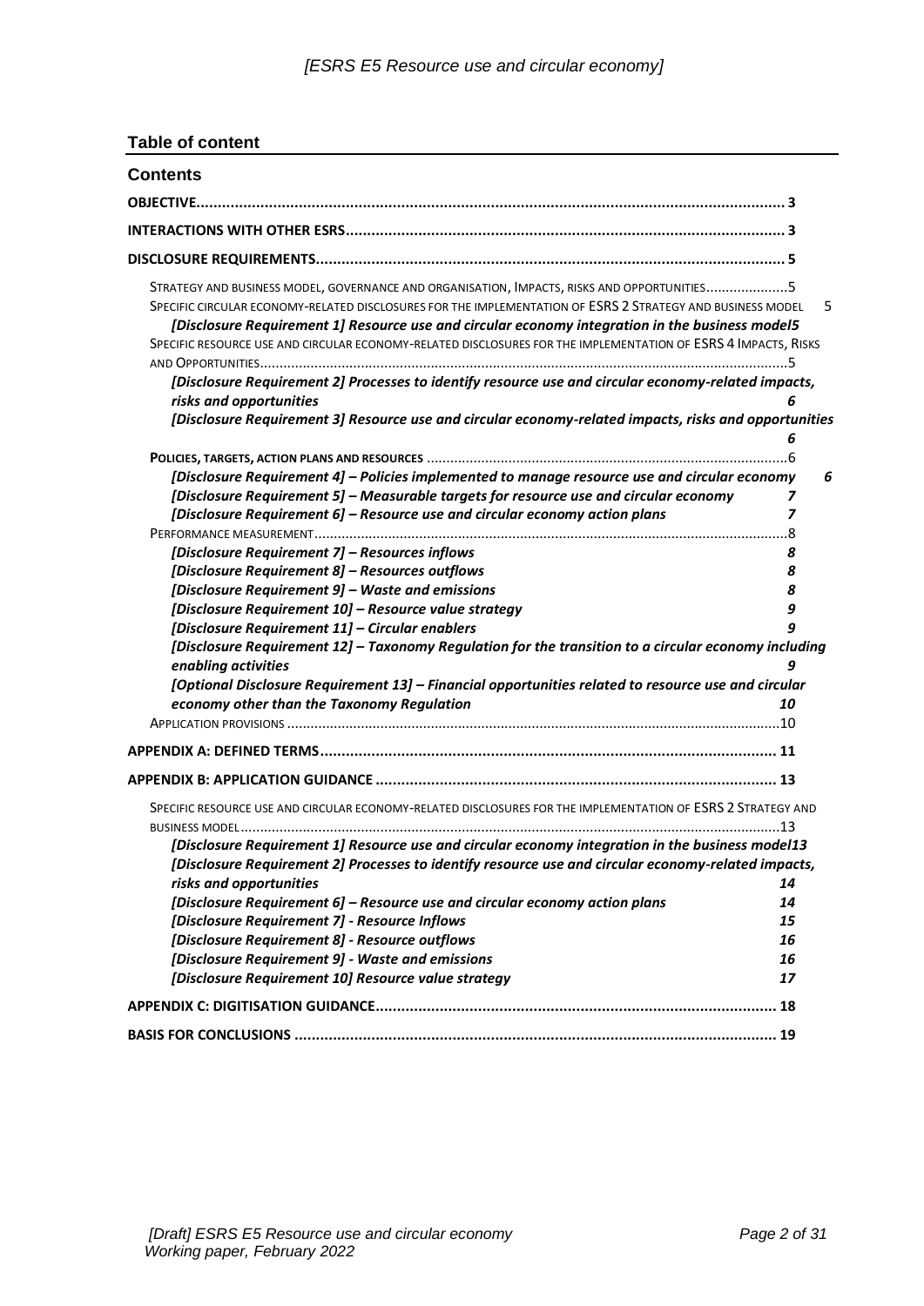## Table of content

### Contents

OBJECTIVE........................................................................................................................................ 3

INTERACTIONS WITH OTHER ESRS.................................................................................................... 3

DISCLOSURE REQUIREMENTS............................................................................................................ 5

STRATEGY AND BUSINESS MODEL, GOVERNANCE AND ORGANISATION, IMPACTS, RISKS AND OPPORTUNITIES....................5

SPECIFIC CIRCULAR ECONOMY-RELATED DISCLOSURES FOR THE IMPLEMENTATION OF ESRS 2 STRATEGY AND BUSINESS MODEL 5

*[Disclosure Requirement 1] Resource use and circular economy integration in the business model* 5

SPECIFIC RESOURCE USE AND CIRCULAR ECONOMY-RELATED DISCLOSURES FOR THE IMPLEMENTATION OF ESRS 4 IMPACTS, RISKS AND OPPORTUNITIES......................................................................................................................................5

*[Disclosure Requirement 2] Processes to identify resource use and circular economy-related impacts, risks and opportunities* 6

*[Disclosure Requirement 3] Resource use and circular economy-related impacts, risks and opportunities* 6

POLICIES, TARGETS, ACTION PLANS AND RESOURCES ...........................................................................................6

*[Disclosure Requirement 4] – Policies implemented to manage resource use and circular economy* 6

*[Disclosure Requirement 5] – Measurable targets for resource use and circular economy* 7

*[Disclosure Requirement 6] – Resource use and circular economy action plans* 7

PERFORMANCE MEASUREMENT.........................................................................................................................8

*[Disclosure Requirement 7] – Resources inflows* 8

*[Disclosure Requirement 8] – Resources outflows* 8

*[Disclosure Requirement 9] – Waste and emissions* 8

*[Disclosure Requirement 10] – Resource value strategy* 9

*[Disclosure Requirement 11] – Circular enablers* 9

*[Disclosure Requirement 12] – Taxonomy Regulation for the transition to a circular economy including enabling activities* 9

*[Optional Disclosure Requirement 13] – Financial opportunities related to resource use and circular economy other than the Taxonomy Regulation* 10

APPLICATION PROVISIONS .............................................................................................................................10

APPENDIX A: DEFINED TERMS......................................................................................................... 11

APPENDIX B: APPLICATION GUIDANCE ............................................................................................ 13

SPECIFIC RESOURCE USE AND CIRCULAR ECONOMY-RELATED DISCLOSURES FOR THE IMPLEMENTATION OF ESRS 2 STRATEGY AND BUSINESS MODEL........................................................................................................................................13

*[Disclosure Requirement 1] Resource use and circular economy integration in the business model* 13

*[Disclosure Requirement 2] Processes to identify resource use and circular economy-related impacts, risks and opportunities* 14

*[Disclosure Requirement 6] – Resource use and circular economy action plans* 14

*[Disclosure Requirement 7] - Resource Inflows* 15

*[Disclosure Requirement 8] - Resource outflows* 16

*[Disclosure Requirement 9] - Waste and emissions* 16

*[Disclosure Requirement 10] Resource value strategy* 17

APPENDIX C: DIGITISATION GUIDANCE............................................................................................ 18

BASIS FOR CONCLUSIONS ............................................................................................................... 19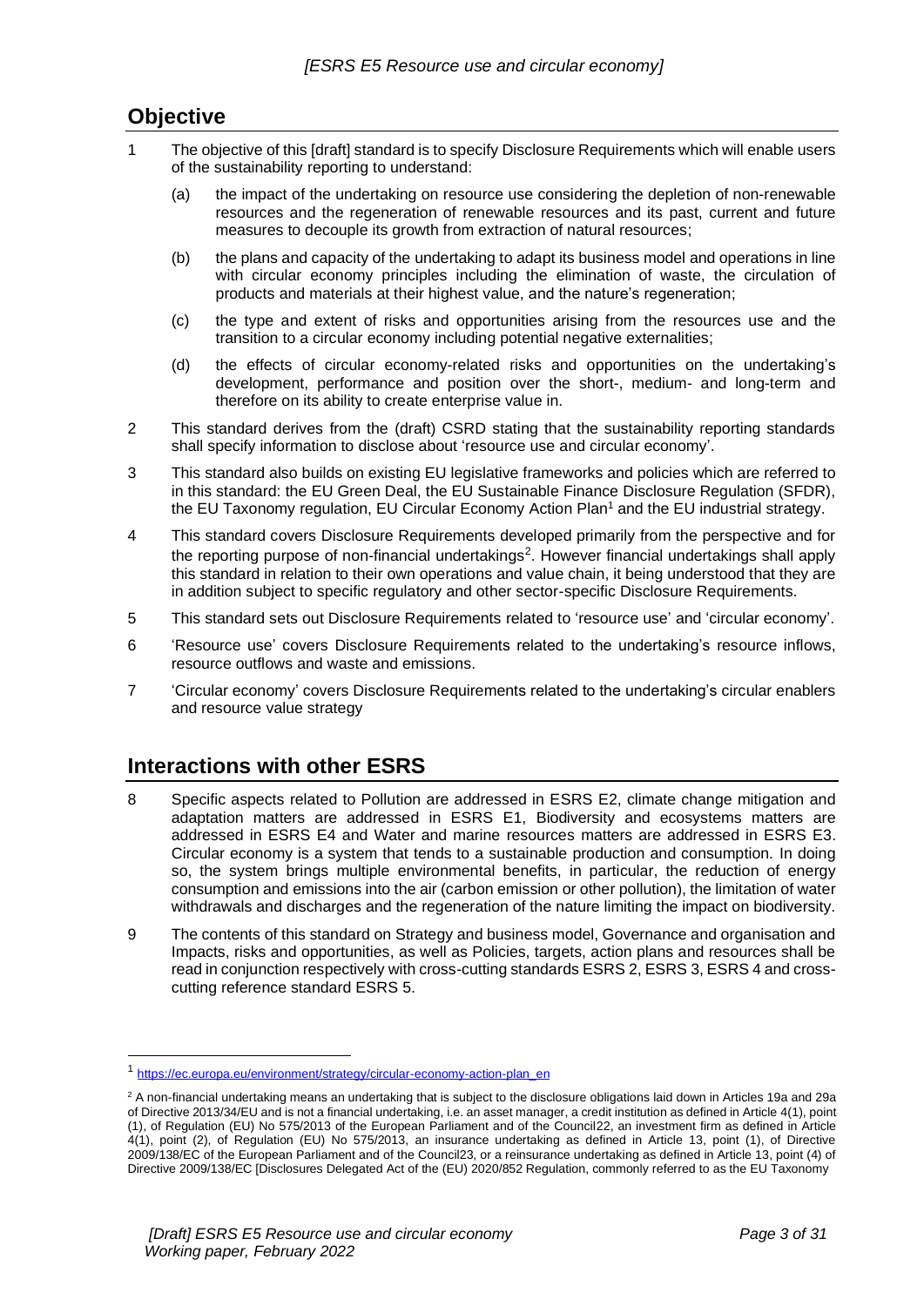## Objective

1 The objective of this [draft] standard is to specify Disclosure Requirements which will enable users of the sustainability reporting to understand:

   (a) the impact of the undertaking on resource use considering the depletion of non-renewable resources and the regeneration of renewable resources and its past, current and future measures to decouple its growth from extraction of natural resources;

   (b) the plans and capacity of the undertaking to adapt its business model and operations in line with circular economy principles including the elimination of waste, the circulation of products and materials at their highest value, and the nature's regeneration;

   (c) the type and extent of risks and opportunities arising from the resources use and the transition to a circular economy including potential negative externalities;

   (d) the effects of circular economy-related risks and opportunities on the undertaking's development, performance and position over the short-, medium- and long-term and therefore on its ability to create enterprise value in.

2 This standard derives from the (draft) CSRD stating that the sustainability reporting standards shall specify information to disclose about 'resource use and circular economy'.

3 This standard also builds on existing EU legislative frameworks and policies which are referred to in this standard: the EU Green Deal, the EU Sustainable Finance Disclosure Regulation (SFDR), the EU Taxonomy regulation, EU Circular Economy Action Plan[1] and the EU industrial strategy.

4 This standard covers Disclosure Requirements developed primarily from the perspective and for the reporting purpose of non-financial undertakings[2]. However financial undertakings shall apply this standard in relation to their own operations and value chain, it being understood that they are in addition subject to specific regulatory and other sector-specific Disclosure Requirements.

5 This standard sets out Disclosure Requirements related to 'resource use' and 'circular economy'.

6 'Resource use' covers Disclosure Requirements related to the undertaking's resource inflows, resource outflows and waste and emissions.

7 'Circular economy' covers Disclosure Requirements related to the undertaking's circular enablers and resource value strategy

## Interactions with other ESRS

8 Specific aspects related to Pollution are addressed in ESRS E2, climate change mitigation and adaptation matters are addressed in ESRS E1, Biodiversity and ecosystems matters are addressed in ESRS E4 and Water and marine resources matters are addressed in ESRS E3. Circular economy is a system that tends to a sustainable production and consumption. In doing so, the system brings multiple environmental benefits, in particular, the reduction of energy consumption and emissions into the air (carbon emission or other pollution), the limitation of water withdrawals and discharges and the regeneration of the nature limiting the impact on biodiversity.

9 The contents of this standard on Strategy and business model, Governance and organisation and Impacts, risks and opportunities, as well as Policies, targets, action plans and resources shall be read in conjunction respectively with cross-cutting standards ESRS 2, ESRS 3, ESRS 4 and cross-cutting reference standard ESRS 5.

---

[1] https://ec.europa.eu/environment/strategy/circular-economy-action-plan_en

[2] A non-financial undertaking means an undertaking that is subject to the disclosure obligations laid down in Articles 19a and 29a of Directive 2013/34/EU and is not a financial undertaking, i.e. an asset manager, a credit institution as defined in Article 4(1), point (1), of Regulation (EU) No 575/2013 of the European Parliament and of the Council22, an investment firm as defined in Article 4(1), point (2), of Regulation (EU) No 575/2013, an insurance undertaking as defined in Article 13, point (1), of Directive 2009/138/EC of the European Parliament and of the Council23, or a reinsurance undertaking as defined in Article 13, point (4) of Directive 2009/138/EC [Disclosures Delegated Act of the (EU) 2020/852 Regulation, commonly referred to as the EU Taxonomy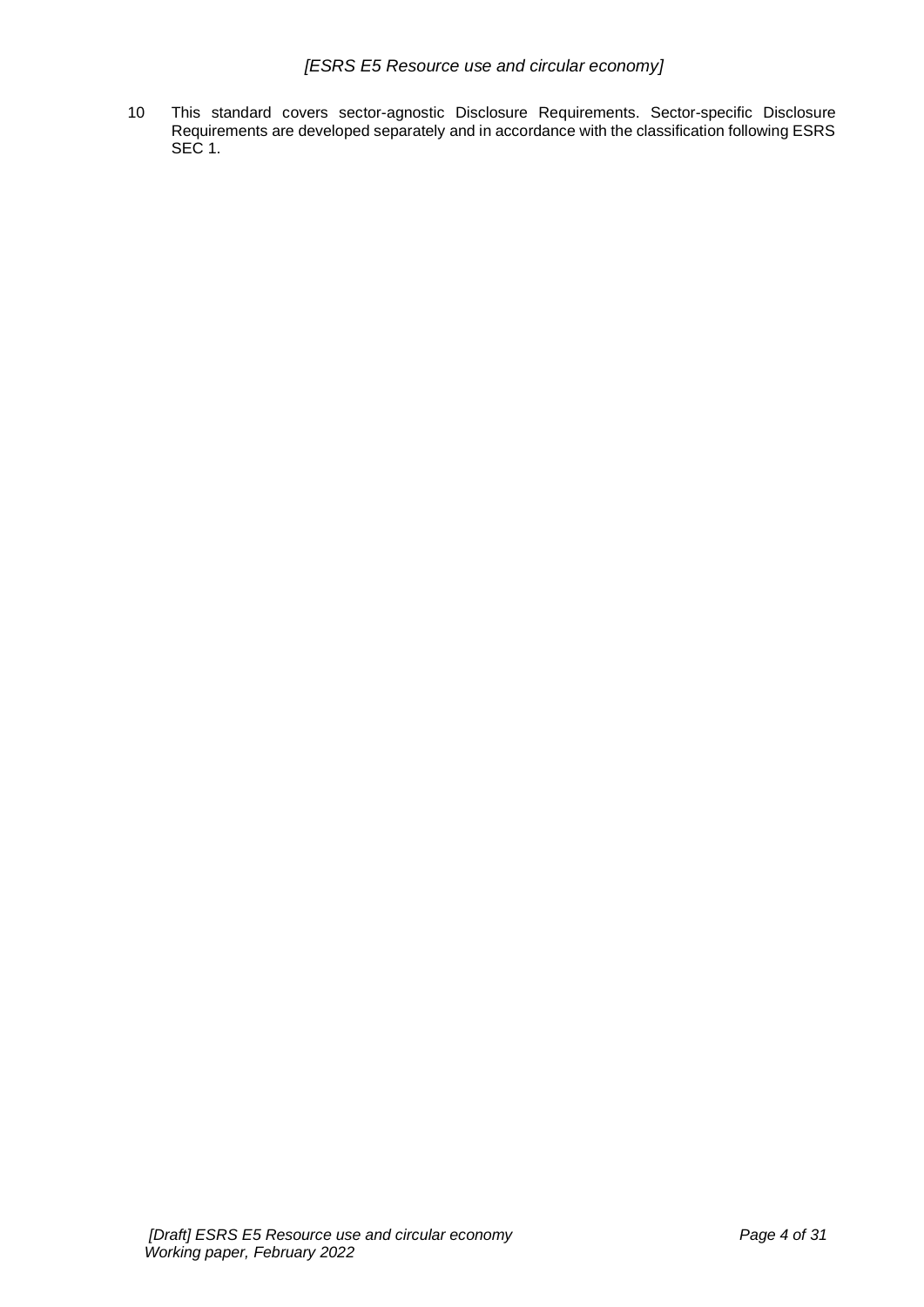10 This standard covers sector-agnostic Disclosure Requirements. Sector-specific Disclosure Requirements are developed separately and in accordance with the classification following ESRS SEC 1.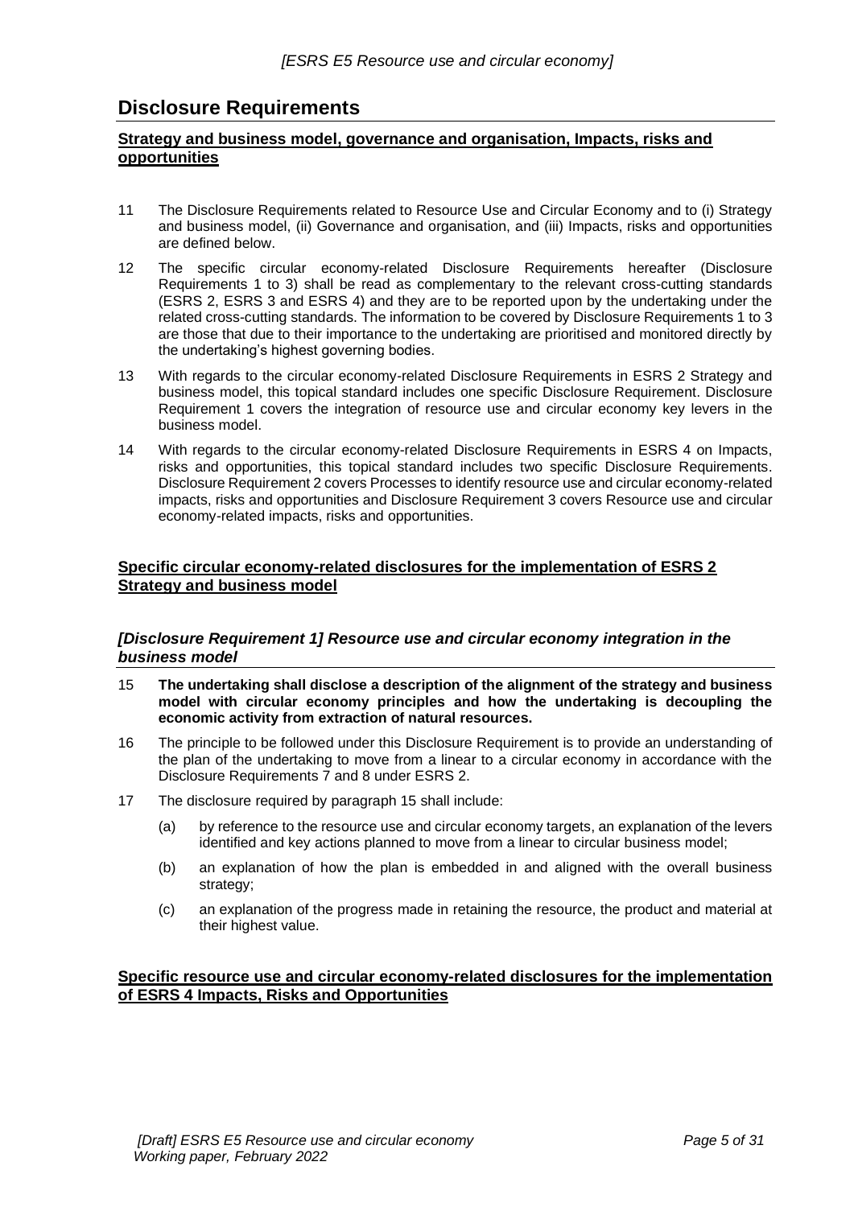# Disclosure Requirements

## Strategy and business model, governance and organisation, Impacts, risks and opportunities

11 The Disclosure Requirements related to Resource Use and Circular Economy and to (i) Strategy and business model, (ii) Governance and organisation, and (iii) Impacts, risks and opportunities are defined below.

12 The specific circular economy-related Disclosure Requirements hereafter (Disclosure Requirements 1 to 3) shall be read as complementary to the relevant cross-cutting standards (ESRS 2, ESRS 3 and ESRS 4) and they are to be reported upon by the undertaking under the related cross-cutting standards. The information to be covered by Disclosure Requirements 1 to 3 are those that due to their importance to the undertaking are prioritised and monitored directly by the undertaking's highest governing bodies.

13 With regards to the circular economy-related Disclosure Requirements in ESRS 2 Strategy and business model, this topical standard includes one specific Disclosure Requirement. Disclosure Requirement 1 covers the integration of resource use and circular economy key levers in the business model.

14 With regards to the circular economy-related Disclosure Requirements in ESRS 4 on Impacts, risks and opportunities, this topical standard includes two specific Disclosure Requirements. Disclosure Requirement 2 covers Processes to identify resource use and circular economy-related impacts, risks and opportunities and Disclosure Requirement 3 covers Resource use and circular economy-related impacts, risks and opportunities.

## Specific circular economy-related disclosures for the implementation of ESRS 2 Strategy and business model

### *[Disclosure Requirement 1] Resource use and circular economy integration in the business model*

15 **The undertaking shall disclose a description of the alignment of the strategy and business model with circular economy principles and how the undertaking is decoupling the economic activity from extraction of natural resources.**

16 The principle to be followed under this Disclosure Requirement is to provide an understanding of the plan of the undertaking to move from a linear to a circular economy in accordance with the Disclosure Requirements 7 and 8 under ESRS 2.

17 The disclosure required by paragraph 15 shall include:

(a) by reference to the resource use and circular economy targets, an explanation of the levers identified and key actions planned to move from a linear to circular business model;

(b) an explanation of how the plan is embedded in and aligned with the overall business strategy;

(c) an explanation of the progress made in retaining the resource, the product and material at their highest value.

## Specific resource use and circular economy-related disclosures for the implementation of ESRS 4 Impacts, Risks and Opportunities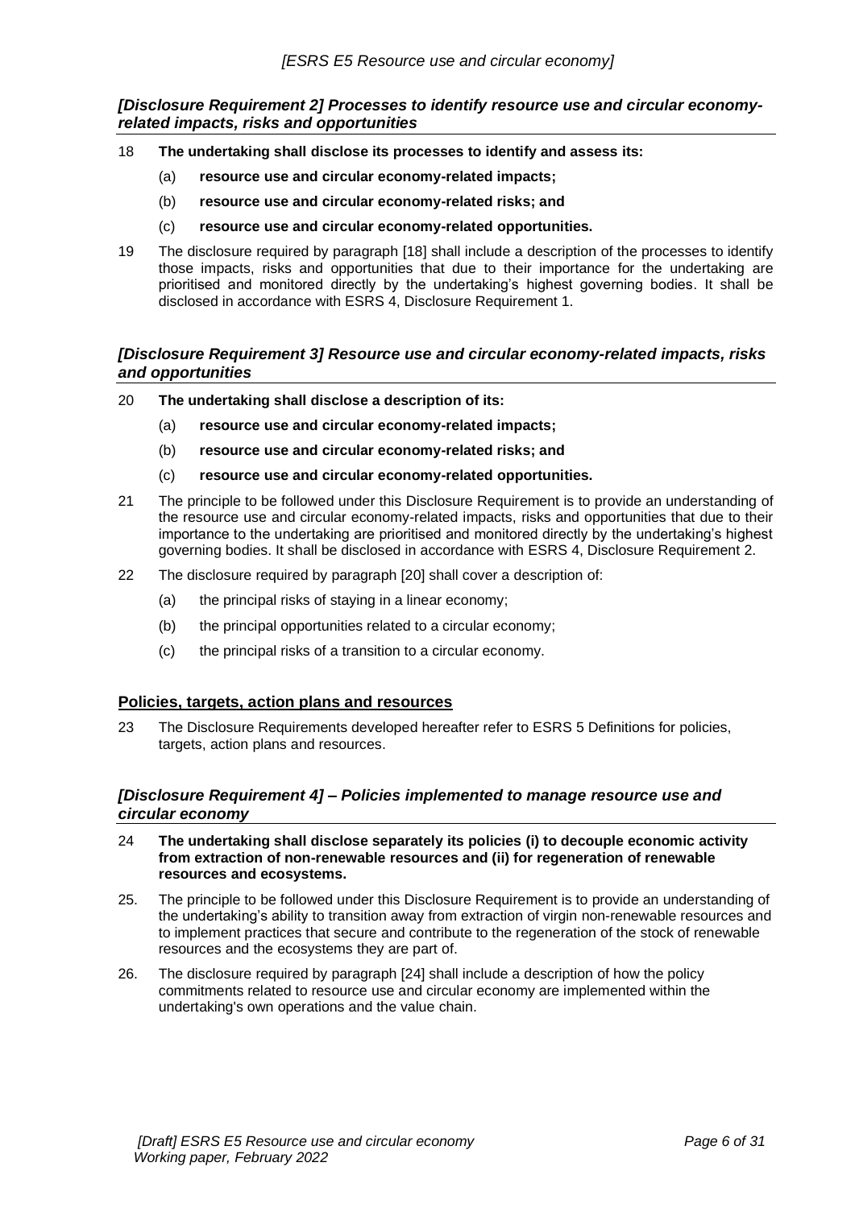### *[Disclosure Requirement 2] Processes to identify resource use and circular economy-related impacts, risks and opportunities*

18 **The undertaking shall disclose its processes to identify and assess its:**

   (a) **resource use and circular economy-related impacts;**

   (b) **resource use and circular economy-related risks; and**

   (c) **resource use and circular economy-related opportunities.**

19 The disclosure required by paragraph [18] shall include a description of the processes to identify those impacts, risks and opportunities that due to their importance for the undertaking are prioritised and monitored directly by the undertaking's highest governing bodies. It shall be disclosed in accordance with ESRS 4, Disclosure Requirement 1.

### *[Disclosure Requirement 3] Resource use and circular economy-related impacts, risks and opportunities*

20 **The undertaking shall disclose a description of its:**

   (a) **resource use and circular economy-related impacts;**

   (b) **resource use and circular economy-related risks; and**

   (c) **resource use and circular economy-related opportunities.**

21 The principle to be followed under this Disclosure Requirement is to provide an understanding of the resource use and circular economy-related impacts, risks and opportunities that due to their importance to the undertaking are prioritised and monitored directly by the undertaking's highest governing bodies. It shall be disclosed in accordance with ESRS 4, Disclosure Requirement 2.

22 The disclosure required by paragraph [20] shall cover a description of:

   (a) the principal risks of staying in a linear economy;

   (b) the principal opportunities related to a circular economy;

   (c) the principal risks of a transition to a circular economy.

## Policies, targets, action plans and resources

23 The Disclosure Requirements developed hereafter refer to ESRS 5 Definitions for policies, targets, action plans and resources.

### *[Disclosure Requirement 4] – Policies implemented to manage resource use and circular economy*

24 **The undertaking shall disclose separately its policies (i) to decouple economic activity from extraction of non-renewable resources and (ii) for regeneration of renewable resources and ecosystems.**

25. The principle to be followed under this Disclosure Requirement is to provide an understanding of the undertaking's ability to transition away from extraction of virgin non-renewable resources and to implement practices that secure and contribute to the regeneration of the stock of renewable resources and the ecosystems they are part of.

26. The disclosure required by paragraph [24] shall include a description of how the policy commitments related to resource use and circular economy are implemented within the undertaking's own operations and the value chain.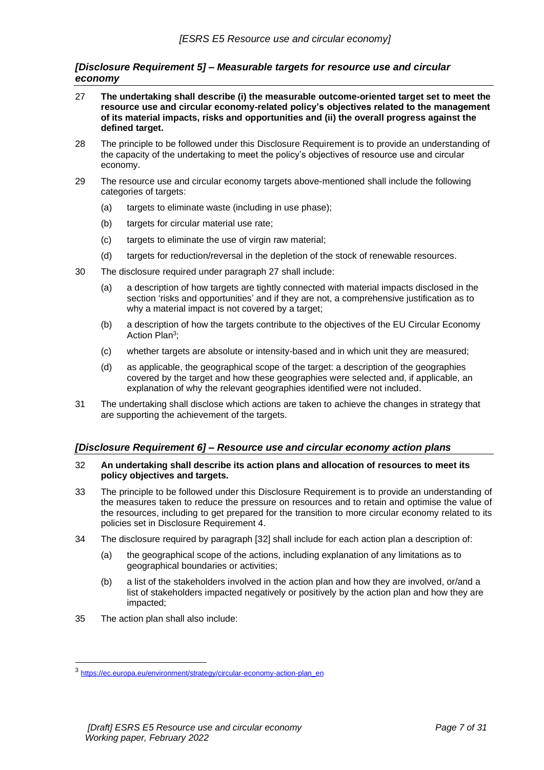## *[Disclosure Requirement 5] – Measurable targets for resource use and circular economy*

27 **The undertaking shall describe (i) the measurable outcome-oriented target set to meet the resource use and circular economy-related policy's objectives related to the management of its material impacts, risks and opportunities and (ii) the overall progress against the defined target.**

28 The principle to be followed under this Disclosure Requirement is to provide an understanding of the capacity of the undertaking to meet the policy's objectives of resource use and circular economy.

29 The resource use and circular economy targets above-mentioned shall include the following categories of targets:

- (a) targets to eliminate waste (including in use phase);
- (b) targets for circular material use rate;
- (c) targets to eliminate the use of virgin raw material;
- (d) targets for reduction/reversal in the depletion of the stock of renewable resources.

30 The disclosure required under paragraph 27 shall include:

- (a) a description of how targets are tightly connected with material impacts disclosed in the section 'risks and opportunities' and if they are not, a comprehensive justification as to why a material impact is not covered by a target;
- (b) a description of how the targets contribute to the objectives of the EU Circular Economy Action Plan[3];
- (c) whether targets are absolute or intensity-based and in which unit they are measured;
- (d) as applicable, the geographical scope of the target: a description of the geographies covered by the target and how these geographies were selected and, if applicable, an explanation of why the relevant geographies identified were not included.

31 The undertaking shall disclose which actions are taken to achieve the changes in strategy that are supporting the achievement of the targets.

## *[Disclosure Requirement 6] – Resource use and circular economy action plans*

32 **An undertaking shall describe its action plans and allocation of resources to meet its policy objectives and targets.**

33 The principle to be followed under this Disclosure Requirement is to provide an understanding of the measures taken to reduce the pressure on resources and to retain and optimise the value of the resources, including to get prepared for the transition to more circular economy related to its policies set in Disclosure Requirement 4.

34 The disclosure required by paragraph [32] shall include for each action plan a description of:

- (a) the geographical scope of the actions, including explanation of any limitations as to geographical boundaries or activities;
- (b) a list of the stakeholders involved in the action plan and how they are involved, or/and a list of stakeholders impacted negatively or positively by the action plan and how they are impacted;

35 The action plan shall also include:

---

[3] https://ec.europa.eu/environment/strategy/circular-economy-action-plan_en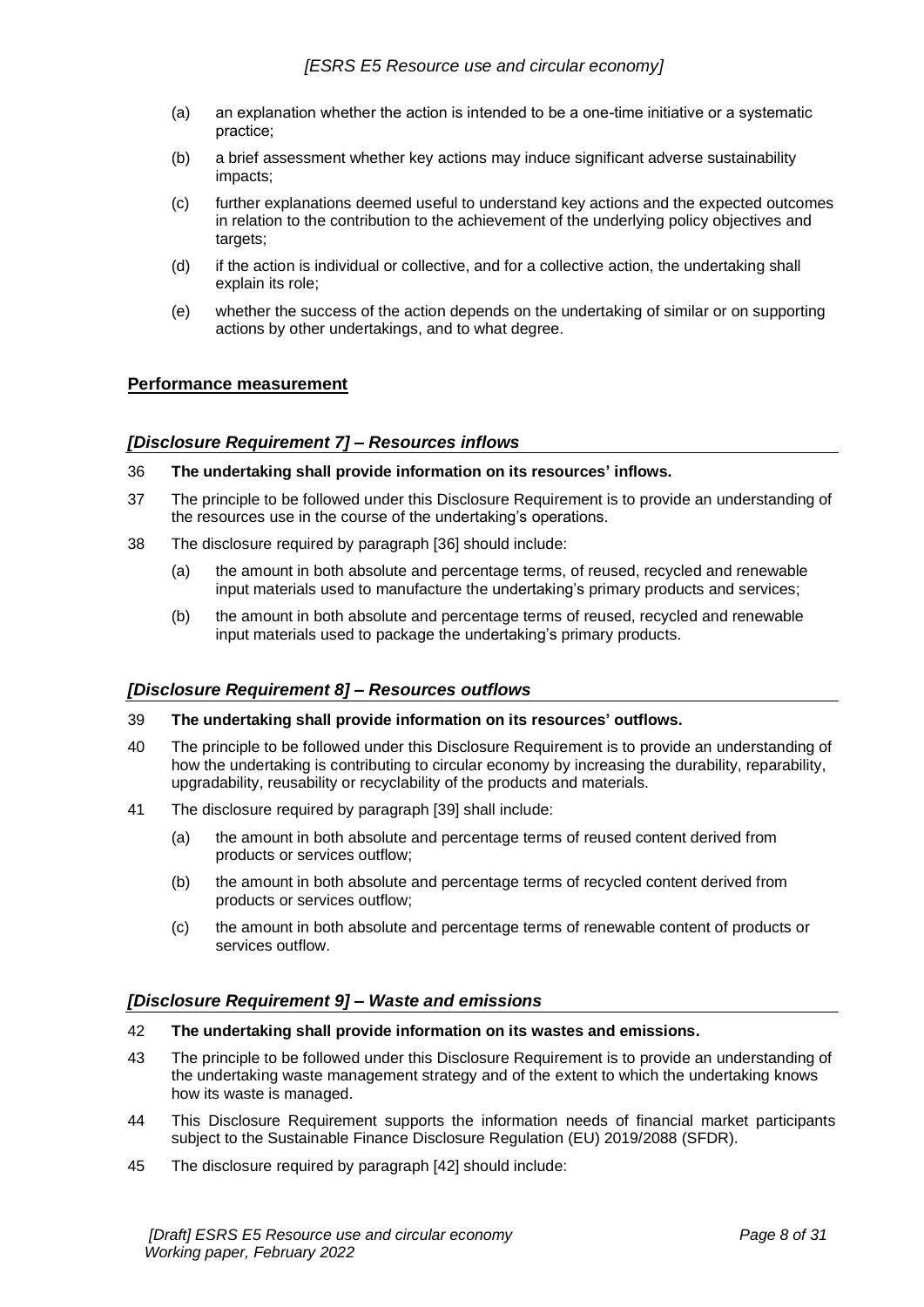- (a) an explanation whether the action is intended to be a one-time initiative or a systematic practice;
- (b) a brief assessment whether key actions may induce significant adverse sustainability impacts;
- (c) further explanations deemed useful to understand key actions and the expected outcomes in relation to the contribution to the achievement of the underlying policy objectives and targets;
- (d) if the action is individual or collective, and for a collective action, the undertaking shall explain its role;
- (e) whether the success of the action depends on the undertaking of similar or on supporting actions by other undertakings, and to what degree.

## **Performance measurement**

### *[Disclosure Requirement 7] – Resources inflows*

36 **The undertaking shall provide information on its resources' inflows.**

37 The principle to be followed under this Disclosure Requirement is to provide an understanding of the resources use in the course of the undertaking's operations.

38 The disclosure required by paragraph [36] should include:

- (a) the amount in both absolute and percentage terms, of reused, recycled and renewable input materials used to manufacture the undertaking's primary products and services;
- (b) the amount in both absolute and percentage terms of reused, recycled and renewable input materials used to package the undertaking's primary products.

### *[Disclosure Requirement 8] – Resources outflows*

39 **The undertaking shall provide information on its resources' outflows.**

40 The principle to be followed under this Disclosure Requirement is to provide an understanding of how the undertaking is contributing to circular economy by increasing the durability, reparability, upgradability, reusability or recyclability of the products and materials.

41 The disclosure required by paragraph [39] shall include:

- (a) the amount in both absolute and percentage terms of reused content derived from products or services outflow;
- (b) the amount in both absolute and percentage terms of recycled content derived from products or services outflow;
- (c) the amount in both absolute and percentage terms of renewable content of products or services outflow.

### *[Disclosure Requirement 9] – Waste and emissions*

42 **The undertaking shall provide information on its wastes and emissions.**

43 The principle to be followed under this Disclosure Requirement is to provide an understanding of the undertaking waste management strategy and of the extent to which the undertaking knows how its waste is managed.

44 This Disclosure Requirement supports the information needs of financial market participants subject to the Sustainable Finance Disclosure Regulation (EU) 2019/2088 (SFDR).

45 The disclosure required by paragraph [42] should include: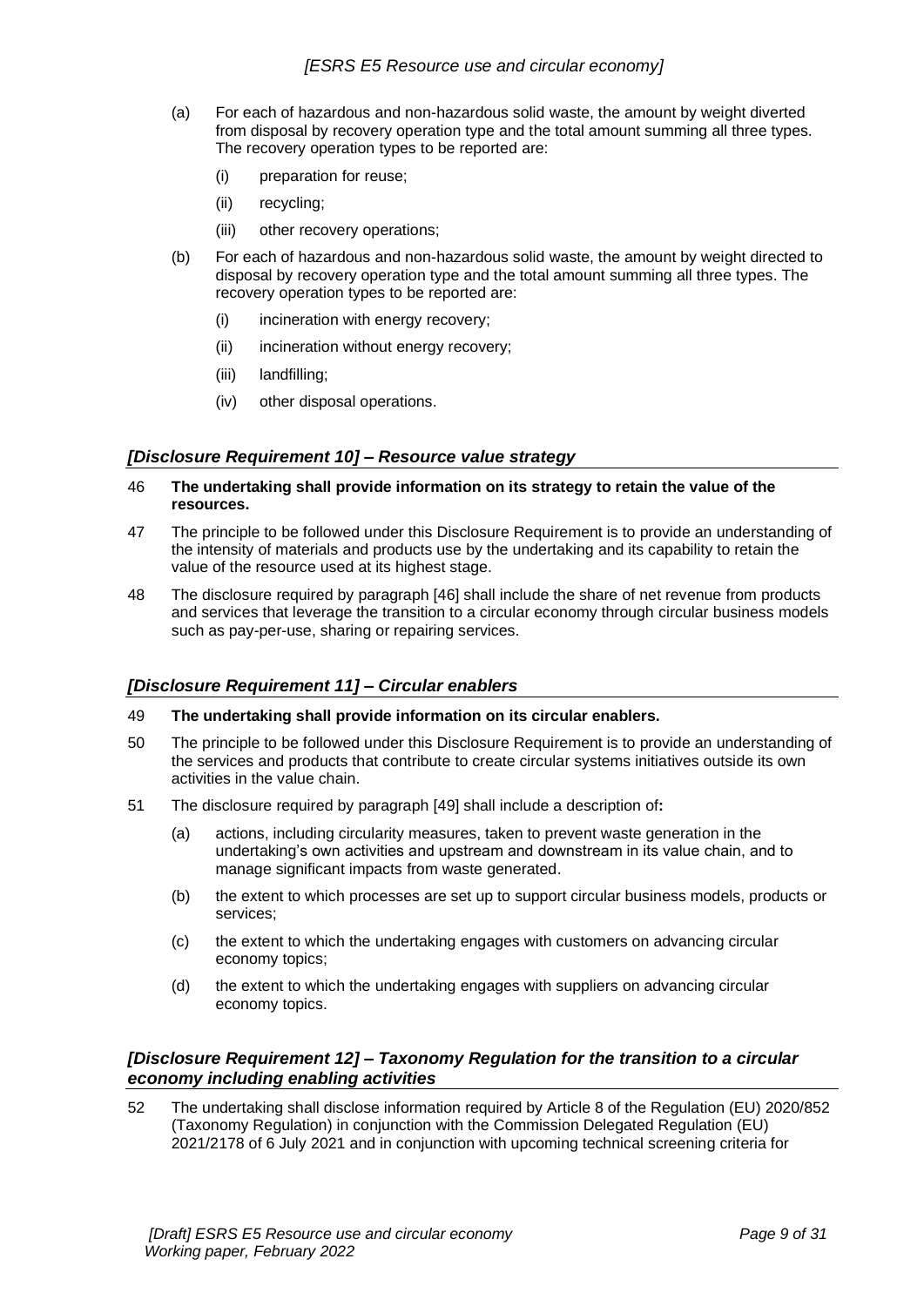(a) For each of hazardous and non-hazardous solid waste, the amount by weight diverted from disposal by recovery operation type and the total amount summing all three types. The recovery operation types to be reported are:

  (i) preparation for reuse;

  (ii) recycling;

  (iii) other recovery operations;

(b) For each of hazardous and non-hazardous solid waste, the amount by weight directed to disposal by recovery operation type and the total amount summing all three types. The recovery operation types to be reported are:

  (i) incineration with energy recovery;

  (ii) incineration without energy recovery;

  (iii) landfilling;

  (iv) other disposal operations.

### *[Disclosure Requirement 10] – Resource value strategy*

46 **The undertaking shall provide information on its strategy to retain the value of the resources.**

47 The principle to be followed under this Disclosure Requirement is to provide an understanding of the intensity of materials and products use by the undertaking and its capability to retain the value of the resource used at its highest stage.

48 The disclosure required by paragraph [46] shall include the share of net revenue from products and services that leverage the transition to a circular economy through circular business models such as pay-per-use, sharing or repairing services.

### *[Disclosure Requirement 11] – Circular enablers*

49 **The undertaking shall provide information on its circular enablers.**

50 The principle to be followed under this Disclosure Requirement is to provide an understanding of the services and products that contribute to create circular systems initiatives outside its own activities in the value chain.

51 The disclosure required by paragraph [49] shall include a description of**:**

(a) actions, including circularity measures, taken to prevent waste generation in the undertaking's own activities and upstream and downstream in its value chain, and to manage significant impacts from waste generated.

(b) the extent to which processes are set up to support circular business models, products or services;

(c) the extent to which the undertaking engages with customers on advancing circular economy topics;

(d) the extent to which the undertaking engages with suppliers on advancing circular economy topics.

### *[Disclosure Requirement 12] – Taxonomy Regulation for the transition to a circular economy including enabling activities*

52 The undertaking shall disclose information required by Article 8 of the Regulation (EU) 2020/852 (Taxonomy Regulation) in conjunction with the Commission Delegated Regulation (EU) 2021/2178 of 6 July 2021 and in conjunction with upcoming technical screening criteria for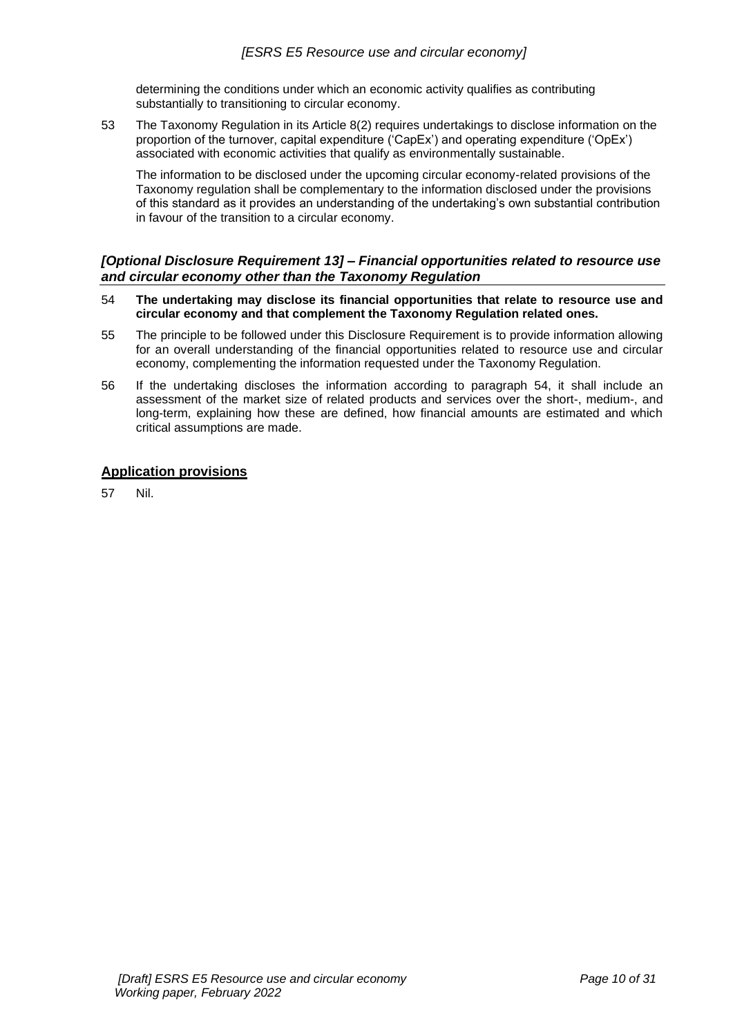determining the conditions under which an economic activity qualifies as contributing substantially to transitioning to circular economy.

53 The Taxonomy Regulation in its Article 8(2) requires undertakings to disclose information on the proportion of the turnover, capital expenditure ('CapEx') and operating expenditure ('OpEx') associated with economic activities that qualify as environmentally sustainable.

The information to be disclosed under the upcoming circular economy-related provisions of the Taxonomy regulation shall be complementary to the information disclosed under the provisions of this standard as it provides an understanding of the undertaking's own substantial contribution in favour of the transition to a circular economy.

### *[Optional Disclosure Requirement 13] – Financial opportunities related to resource use and circular economy other than the Taxonomy Regulation*

54 **The undertaking may disclose its financial opportunities that relate to resource use and circular economy and that complement the Taxonomy Regulation related ones.**

55 The principle to be followed under this Disclosure Requirement is to provide information allowing for an overall understanding of the financial opportunities related to resource use and circular economy, complementing the information requested under the Taxonomy Regulation.

56 If the undertaking discloses the information according to paragraph 54, it shall include an assessment of the market size of related products and services over the short-, medium-, and long-term, explaining how these are defined, how financial amounts are estimated and which critical assumptions are made.

### Application provisions

57 Nil.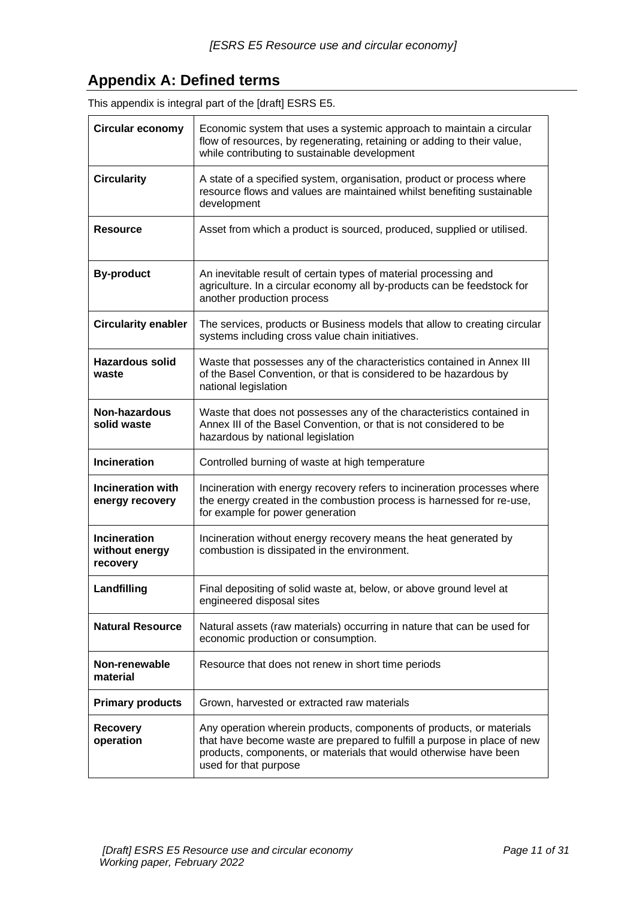## Appendix A: Defined terms

This appendix is integral part of the [draft] ESRS E5.

| Term | Definition |
|---|---|
| **Circular economy** | Economic system that uses a systemic approach to maintain a circular flow of resources, by regenerating, retaining or adding to their value, while contributing to sustainable development |
| **Circularity** | A state of a specified system, organisation, product or process where resource flows and values are maintained whilst benefiting sustainable development |
| **Resource** | Asset from which a product is sourced, produced, supplied or utilised. |
| **By-product** | An inevitable result of certain types of material processing and agriculture. In a circular economy all by-products can be feedstock for another production process |
| **Circularity enabler** | The services, products or Business models that allow to creating circular systems including cross value chain initiatives. |
| **Hazardous solid waste** | Waste that possesses any of the characteristics contained in Annex III of the Basel Convention, or that is considered to be hazardous by national legislation |
| **Non-hazardous solid waste** | Waste that does not possesses any of the characteristics contained in Annex III of the Basel Convention, or that is not considered to be hazardous by national legislation |
| **Incineration** | Controlled burning of waste at high temperature |
| **Incineration with energy recovery** | Incineration with energy recovery refers to incineration processes where the energy created in the combustion process is harnessed for re-use, for example for power generation |
| **Incineration without energy recovery** | Incineration without energy recovery means the heat generated by combustion is dissipated in the environment. |
| **Landfilling** | Final depositing of solid waste at, below, or above ground level at engineered disposal sites |
| **Natural Resource** | Natural assets (raw materials) occurring in nature that can be used for economic production or consumption. |
| **Non-renewable material** | Resource that does not renew in short time periods |
| **Primary products** | Grown, harvested or extracted raw materials |
| **Recovery operation** | Any operation wherein products, components of products, or materials that have become waste are prepared to fulfill a purpose in place of new products, components, or materials that would otherwise have been used for that purpose |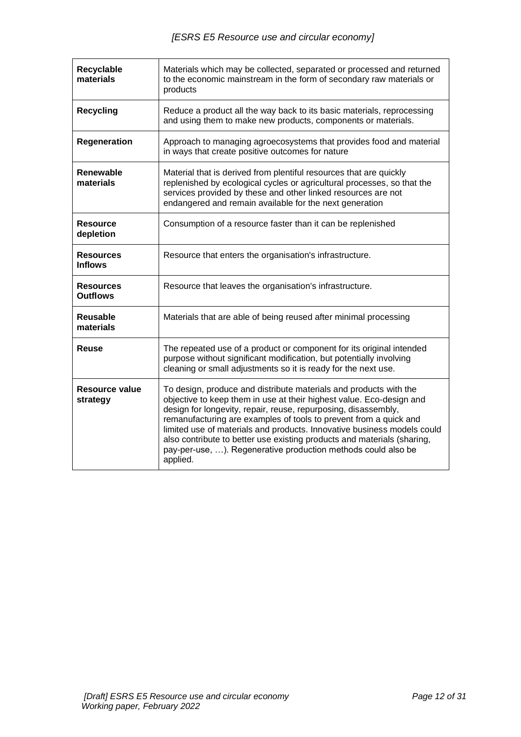| | |
|---|---|
| **Recyclable materials** | Materials which may be collected, separated or processed and returned to the economic mainstream in the form of secondary raw materials or products |
| **Recycling** | Reduce a product all the way back to its basic materials, reprocessing and using them to make new products, components or materials. |
| **Regeneration** | Approach to managing agroecosystems that provides food and material in ways that create positive outcomes for nature |
| **Renewable materials** | Material that is derived from plentiful resources that are quickly replenished by ecological cycles or agricultural processes, so that the services provided by these and other linked resources are not endangered and remain available for the next generation |
| **Resource depletion** | Consumption of a resource faster than it can be replenished |
| **Resources Inflows** | Resource that enters the organisation's infrastructure. |
| **Resources Outflows** | Resource that leaves the organisation's infrastructure. |
| **Reusable materials** | Materials that are able of being reused after minimal processing |
| **Reuse** | The repeated use of a product or component for its original intended purpose without significant modification, but potentially involving cleaning or small adjustments so it is ready for the next use. |
| **Resource value strategy** | To design, produce and distribute materials and products with the objective to keep them in use at their highest value. Eco-design and design for longevity, repair, reuse, repurposing, disassembly, remanufacturing are examples of tools to prevent from a quick and limited use of materials and products. Innovative business models could also contribute to better use existing products and materials (sharing, pay-per-use, …). Regenerative production methods could also be applied. |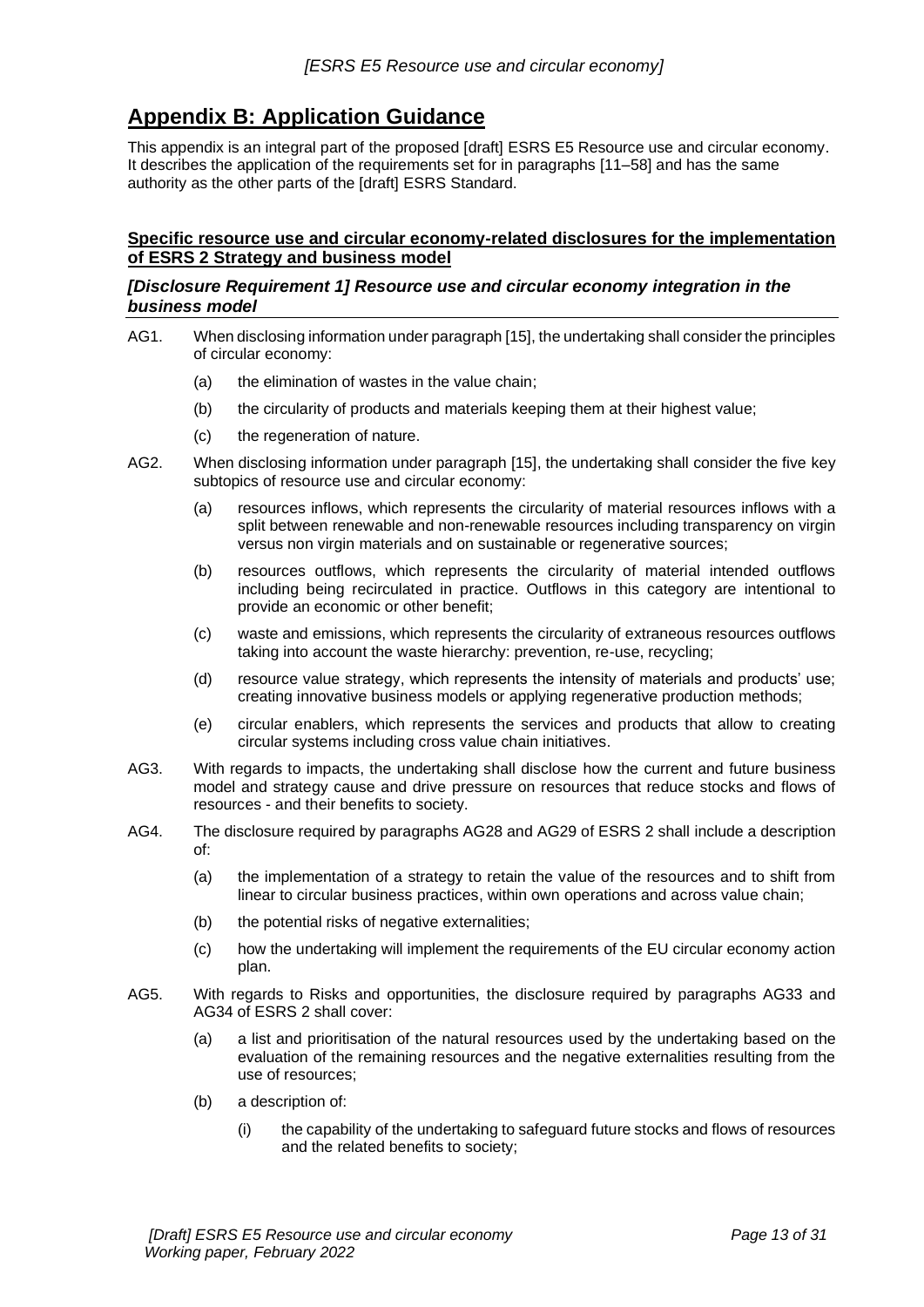## Appendix B: Application Guidance

This appendix is an integral part of the proposed [draft] ESRS E5 Resource use and circular economy. It describes the application of the requirements set for in paragraphs [11–58] and has the same authority as the other parts of the [draft] ESRS Standard.

### Specific resource use and circular economy-related disclosures for the implementation of ESRS 2 Strategy and business model

#### *[Disclosure Requirement 1] Resource use and circular economy integration in the business model*

AG1. When disclosing information under paragraph [15], the undertaking shall consider the principles of circular economy:

- (a) the elimination of wastes in the value chain;
- (b) the circularity of products and materials keeping them at their highest value;
- (c) the regeneration of nature.

AG2. When disclosing information under paragraph [15], the undertaking shall consider the five key subtopics of resource use and circular economy:

- (a) resources inflows, which represents the circularity of material resources inflows with a split between renewable and non-renewable resources including transparency on virgin versus non virgin materials and on sustainable or regenerative sources;
- (b) resources outflows, which represents the circularity of material intended outflows including being recirculated in practice. Outflows in this category are intentional to provide an economic or other benefit;
- (c) waste and emissions, which represents the circularity of extraneous resources outflows taking into account the waste hierarchy: prevention, re-use, recycling;
- (d) resource value strategy, which represents the intensity of materials and products' use; creating innovative business models or applying regenerative production methods;
- (e) circular enablers, which represents the services and products that allow to creating circular systems including cross value chain initiatives.

AG3. With regards to impacts, the undertaking shall disclose how the current and future business model and strategy cause and drive pressure on resources that reduce stocks and flows of resources - and their benefits to society.

AG4. The disclosure required by paragraphs AG28 and AG29 of ESRS 2 shall include a description of:

- (a) the implementation of a strategy to retain the value of the resources and to shift from linear to circular business practices, within own operations and across value chain;
- (b) the potential risks of negative externalities;
- (c) how the undertaking will implement the requirements of the EU circular economy action plan.

AG5. With regards to Risks and opportunities, the disclosure required by paragraphs AG33 and AG34 of ESRS 2 shall cover:

- (a) a list and prioritisation of the natural resources used by the undertaking based on the evaluation of the remaining resources and the negative externalities resulting from the use of resources;
- (b) a description of:
  - (i) the capability of the undertaking to safeguard future stocks and flows of resources and the related benefits to society;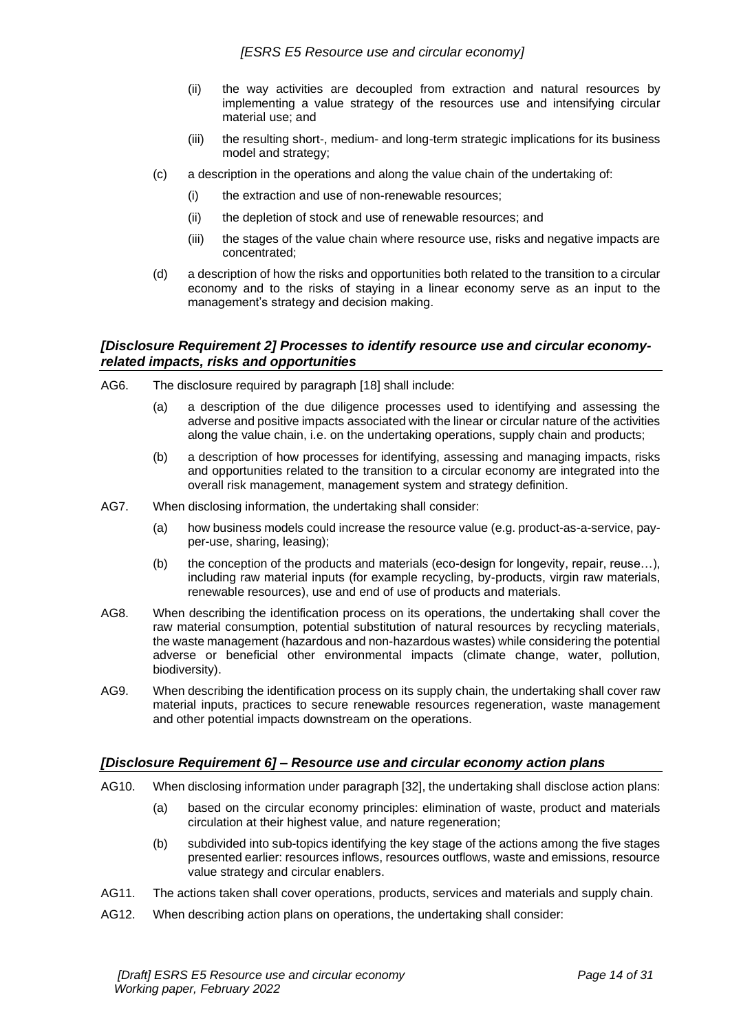(ii) the way activities are decoupled from extraction and natural resources by implementing a value strategy of the resources use and intensifying circular material use; and

(iii) the resulting short-, medium- and long-term strategic implications for its business model and strategy;

(c) a description in the operations and along the value chain of the undertaking of:

(i) the extraction and use of non-renewable resources;

(ii) the depletion of stock and use of renewable resources; and

(iii) the stages of the value chain where resource use, risks and negative impacts are concentrated;

(d) a description of how the risks and opportunities both related to the transition to a circular economy and to the risks of staying in a linear economy serve as an input to the management's strategy and decision making.

### *[Disclosure Requirement 2] Processes to identify resource use and circular economy-related impacts, risks and opportunities*

AG6. The disclosure required by paragraph [18] shall include:

(a) a description of the due diligence processes used to identifying and assessing the adverse and positive impacts associated with the linear or circular nature of the activities along the value chain, i.e. on the undertaking operations, supply chain and products;

(b) a description of how processes for identifying, assessing and managing impacts, risks and opportunities related to the transition to a circular economy are integrated into the overall risk management, management system and strategy definition.

AG7. When disclosing information, the undertaking shall consider:

(a) how business models could increase the resource value (e.g. product-as-a-service, pay-per-use, sharing, leasing);

(b) the conception of the products and materials (eco-design for longevity, repair, reuse…), including raw material inputs (for example recycling, by-products, virgin raw materials, renewable resources), use and end of use of products and materials.

AG8. When describing the identification process on its operations, the undertaking shall cover the raw material consumption, potential substitution of natural resources by recycling materials, the waste management (hazardous and non-hazardous wastes) while considering the potential adverse or beneficial other environmental impacts (climate change, water, pollution, biodiversity).

AG9. When describing the identification process on its supply chain, the undertaking shall cover raw material inputs, practices to secure renewable resources regeneration, waste management and other potential impacts downstream on the operations.

### *[Disclosure Requirement 6] – Resource use and circular economy action plans*

AG10. When disclosing information under paragraph [32], the undertaking shall disclose action plans:

(a) based on the circular economy principles: elimination of waste, product and materials circulation at their highest value, and nature regeneration;

(b) subdivided into sub-topics identifying the key stage of the actions among the five stages presented earlier: resources inflows, resources outflows, waste and emissions, resource value strategy and circular enablers.

AG11. The actions taken shall cover operations, products, services and materials and supply chain.

AG12. When describing action plans on operations, the undertaking shall consider: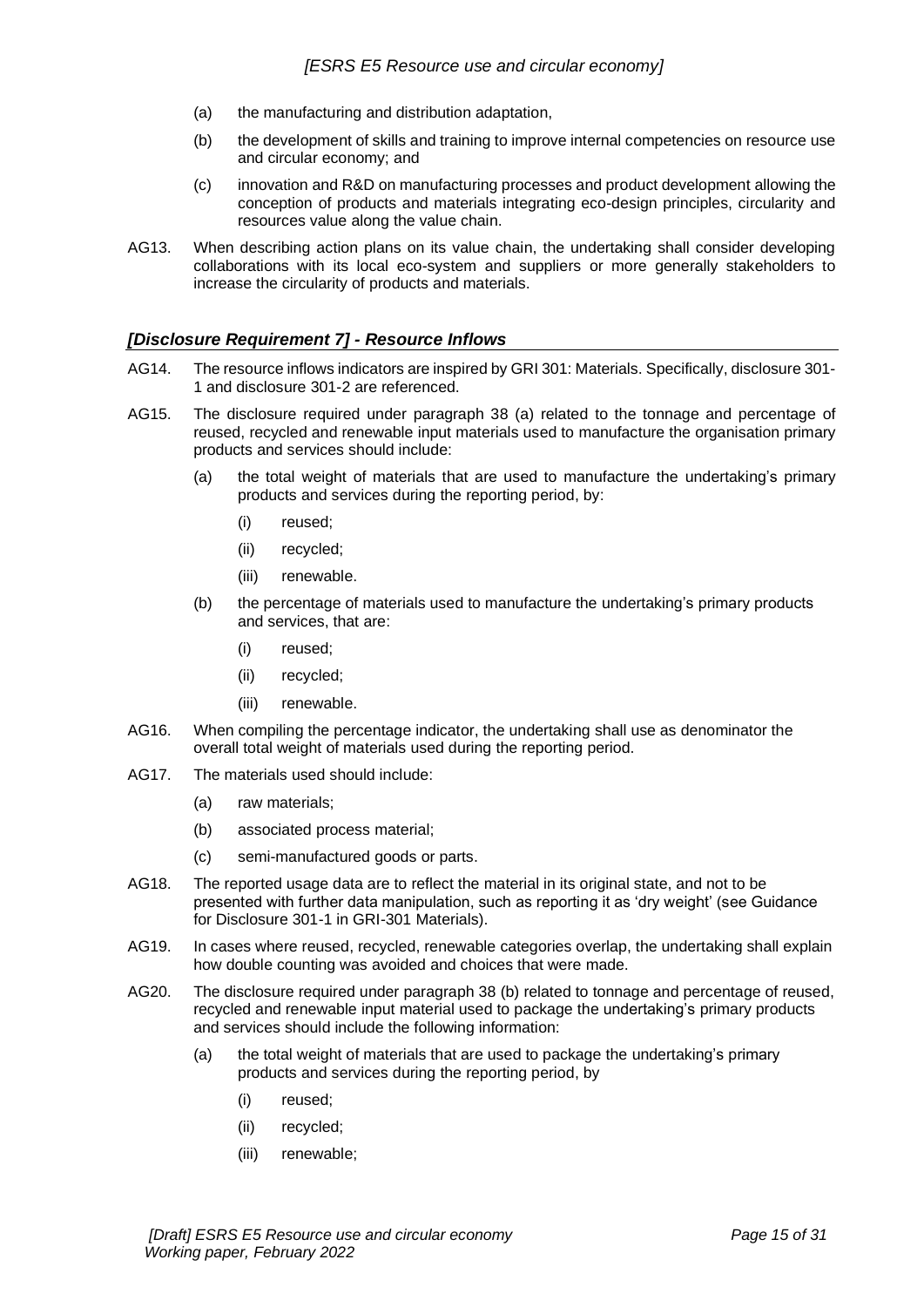(a) the manufacturing and distribution adaptation,

(b) the development of skills and training to improve internal competencies on resource use and circular economy; and

(c) innovation and R&D on manufacturing processes and product development allowing the conception of products and materials integrating eco-design principles, circularity and resources value along the value chain.

AG13. When describing action plans on its value chain, the undertaking shall consider developing collaborations with its local eco-system and suppliers or more generally stakeholders to increase the circularity of products and materials.

## *[Disclosure Requirement 7] - Resource Inflows*

AG14. The resource inflows indicators are inspired by GRI 301: Materials. Specifically, disclosure 301-1 and disclosure 301-2 are referenced.

AG15. The disclosure required under paragraph 38 (a) related to the tonnage and percentage of reused, recycled and renewable input materials used to manufacture the organisation primary products and services should include:

- (a) the total weight of materials that are used to manufacture the undertaking's primary products and services during the reporting period, by:
  - (i) reused;
  - (ii) recycled;
  - (iii) renewable.
- (b) the percentage of materials used to manufacture the undertaking's primary products and services, that are:
  - (i) reused;
  - (ii) recycled;
  - (iii) renewable.

AG16. When compiling the percentage indicator, the undertaking shall use as denominator the overall total weight of materials used during the reporting period.

AG17. The materials used should include:

- (a) raw materials;
- (b) associated process material;
- (c) semi-manufactured goods or parts.

AG18. The reported usage data are to reflect the material in its original state, and not to be presented with further data manipulation, such as reporting it as 'dry weight' (see Guidance for Disclosure 301-1 in GRI-301 Materials).

AG19. In cases where reused, recycled, renewable categories overlap, the undertaking shall explain how double counting was avoided and choices that were made.

AG20. The disclosure required under paragraph 38 (b) related to tonnage and percentage of reused, recycled and renewable input material used to package the undertaking's primary products and services should include the following information:

- (a) the total weight of materials that are used to package the undertaking's primary products and services during the reporting period, by
  - (i) reused;
  - (ii) recycled;
  - (iii) renewable;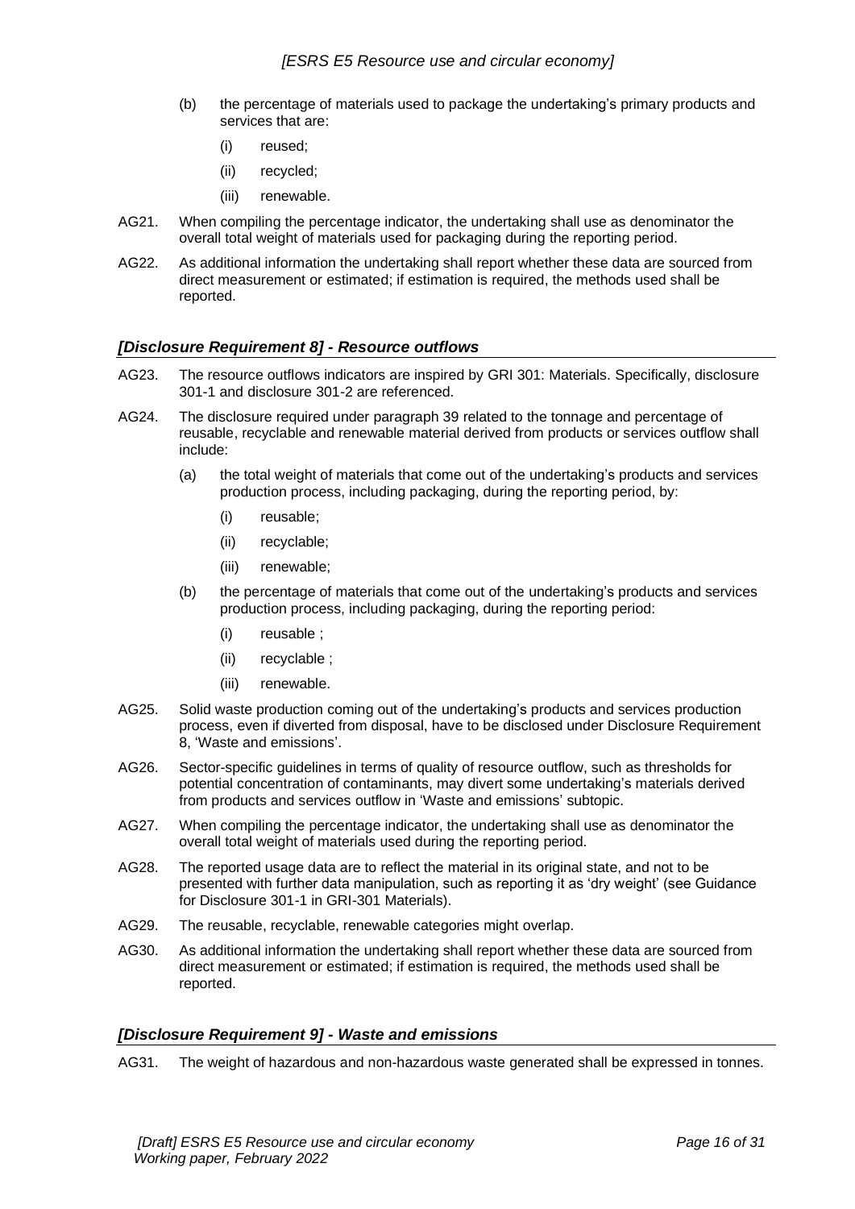(b) the percentage of materials used to package the undertaking's primary products and services that are:

   (i) reused;

   (ii) recycled;

   (iii) renewable.

AG21. When compiling the percentage indicator, the undertaking shall use as denominator the overall total weight of materials used for packaging during the reporting period.

AG22. As additional information the undertaking shall report whether these data are sourced from direct measurement or estimated; if estimation is required, the methods used shall be reported.

### *[Disclosure Requirement 8] - Resource outflows*

AG23. The resource outflows indicators are inspired by GRI 301: Materials. Specifically, disclosure 301-1 and disclosure 301-2 are referenced.

AG24. The disclosure required under paragraph 39 related to the tonnage and percentage of reusable, recyclable and renewable material derived from products or services outflow shall include:

(a) the total weight of materials that come out of the undertaking's products and services production process, including packaging, during the reporting period, by:

   (i) reusable;

   (ii) recyclable;

   (iii) renewable;

(b) the percentage of materials that come out of the undertaking's products and services production process, including packaging, during the reporting period:

   (i) reusable ;

   (ii) recyclable ;

   (iii) renewable.

AG25. Solid waste production coming out of the undertaking's products and services production process, even if diverted from disposal, have to be disclosed under Disclosure Requirement 8, 'Waste and emissions'.

AG26. Sector-specific guidelines in terms of quality of resource outflow, such as thresholds for potential concentration of contaminants, may divert some undertaking's materials derived from products and services outflow in 'Waste and emissions' subtopic.

AG27. When compiling the percentage indicator, the undertaking shall use as denominator the overall total weight of materials used during the reporting period.

AG28. The reported usage data are to reflect the material in its original state, and not to be presented with further data manipulation, such as reporting it as 'dry weight' (see Guidance for Disclosure 301-1 in GRI-301 Materials).

AG29. The reusable, recyclable, renewable categories might overlap.

AG30. As additional information the undertaking shall report whether these data are sourced from direct measurement or estimated; if estimation is required, the methods used shall be reported.

### *[Disclosure Requirement 9] - Waste and emissions*

AG31. The weight of hazardous and non-hazardous waste generated shall be expressed in tonnes.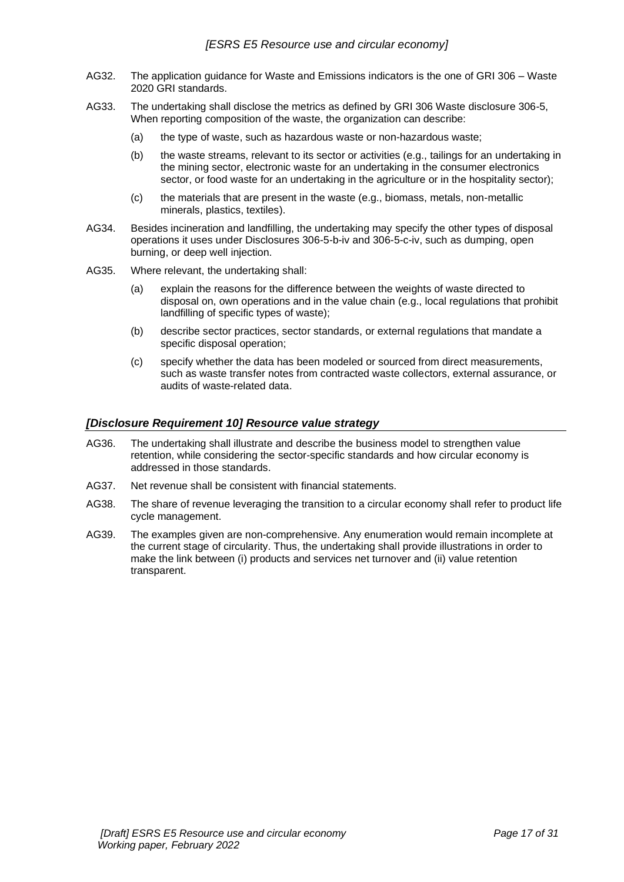AG32. The application guidance for Waste and Emissions indicators is the one of GRI 306 – Waste 2020 GRI standards.

AG33. The undertaking shall disclose the metrics as defined by GRI 306 Waste disclosure 306-5, When reporting composition of the waste, the organization can describe:

(a) the type of waste, such as hazardous waste or non-hazardous waste;

(b) the waste streams, relevant to its sector or activities (e.g., tailings for an undertaking in the mining sector, electronic waste for an undertaking in the consumer electronics sector, or food waste for an undertaking in the agriculture or in the hospitality sector);

(c) the materials that are present in the waste (e.g., biomass, metals, non-metallic minerals, plastics, textiles).

AG34. Besides incineration and landfilling, the undertaking may specify the other types of disposal operations it uses under Disclosures 306-5-b-iv and 306-5-c-iv, such as dumping, open burning, or deep well injection.

AG35. Where relevant, the undertaking shall:

(a) explain the reasons for the difference between the weights of waste directed to disposal on, own operations and in the value chain (e.g., local regulations that prohibit landfilling of specific types of waste);

(b) describe sector practices, sector standards, or external regulations that mandate a specific disposal operation;

(c) specify whether the data has been modeled or sourced from direct measurements, such as waste transfer notes from contracted waste collectors, external assurance, or audits of waste-related data.

### *[Disclosure Requirement 10] Resource value strategy*

AG36. The undertaking shall illustrate and describe the business model to strengthen value retention, while considering the sector-specific standards and how circular economy is addressed in those standards.

AG37. Net revenue shall be consistent with financial statements.

AG38. The share of revenue leveraging the transition to a circular economy shall refer to product life cycle management.

AG39. The examples given are non-comprehensive. Any enumeration would remain incomplete at the current stage of circularity. Thus, the undertaking shall provide illustrations in order to make the link between (i) products and services net turnover and (ii) value retention transparent.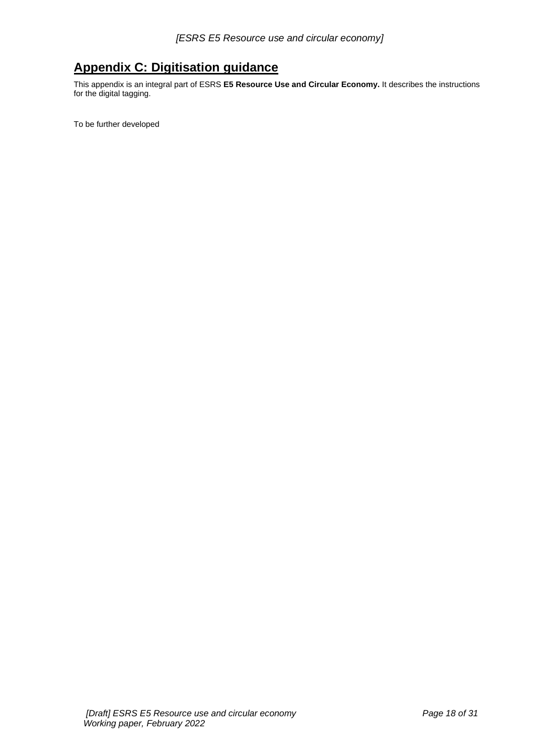## Appendix C: Digitisation guidance

This appendix is an integral part of ESRS **E5 Resource Use and Circular Economy.** It describes the instructions for the digital tagging.

To be further developed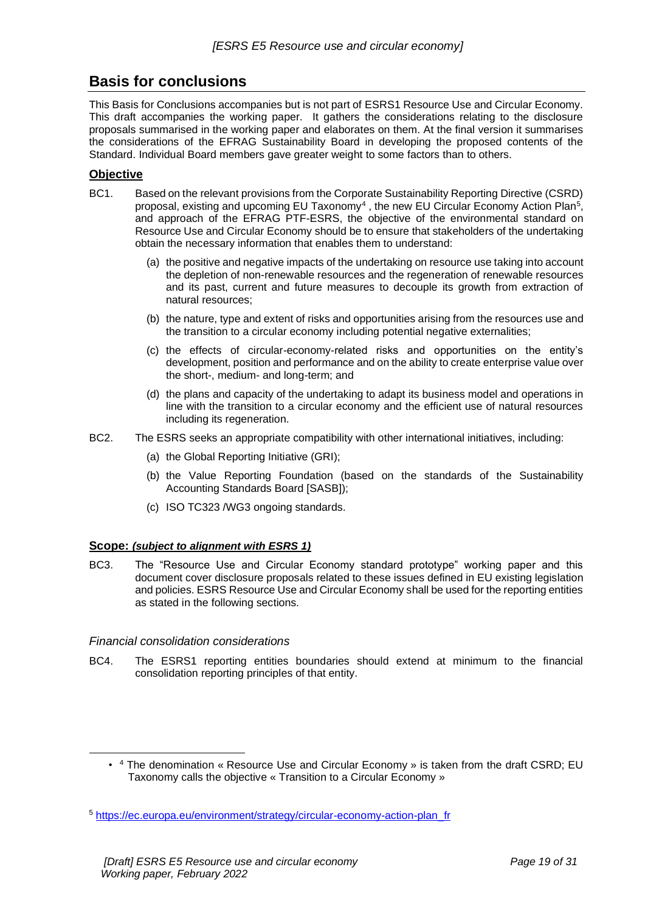## Basis for conclusions

This Basis for Conclusions accompanies but is not part of ESRS1 Resource Use and Circular Economy. This draft accompanies the working paper. It gathers the considerations relating to the disclosure proposals summarised in the working paper and elaborates on them. At the final version it summarises the considerations of the EFRAG Sustainability Board in developing the proposed contents of the Standard. Individual Board members gave greater weight to some factors than to others.

### Objective

BC1. Based on the relevant provisions from the Corporate Sustainability Reporting Directive (CSRD) proposal, existing and upcoming EU Taxonomy[4] , the new EU Circular Economy Action Plan[5], and approach of the EFRAG PTF-ESRS, the objective of the environmental standard on Resource Use and Circular Economy should be to ensure that stakeholders of the undertaking obtain the necessary information that enables them to understand:

(a) the positive and negative impacts of the undertaking on resource use taking into account the depletion of non-renewable resources and the regeneration of renewable resources and its past, current and future measures to decouple its growth from extraction of natural resources;

(b) the nature, type and extent of risks and opportunities arising from the resources use and the transition to a circular economy including potential negative externalities;

(c) the effects of circular-economy-related risks and opportunities on the entity's development, position and performance and on the ability to create enterprise value over the short-, medium- and long-term; and

(d) the plans and capacity of the undertaking to adapt its business model and operations in line with the transition to a circular economy and the efficient use of natural resources including its regeneration.

BC2. The ESRS seeks an appropriate compatibility with other international initiatives, including:

(a) the Global Reporting Initiative (GRI);

(b) the Value Reporting Foundation (based on the standards of the Sustainability Accounting Standards Board [SASB]);

(c) ISO TC323 /WG3 ongoing standards.

### Scope: *(subject to alignment with ESRS 1)*

BC3. The "Resource Use and Circular Economy standard prototype" working paper and this document cover disclosure proposals related to these issues defined in EU existing legislation and policies. ESRS Resource Use and Circular Economy shall be used for the reporting entities as stated in the following sections.

#### *Financial consolidation considerations*

BC4. The ESRS1 reporting entities boundaries should extend at minimum to the financial consolidation reporting principles of that entity.

---

- [4] The denomination « Resource Use and Circular Economy » is taken from the draft CSRD; EU Taxonomy calls the objective « Transition to a Circular Economy »

[5] https://ec.europa.eu/environment/strategy/circular-economy-action-plan_fr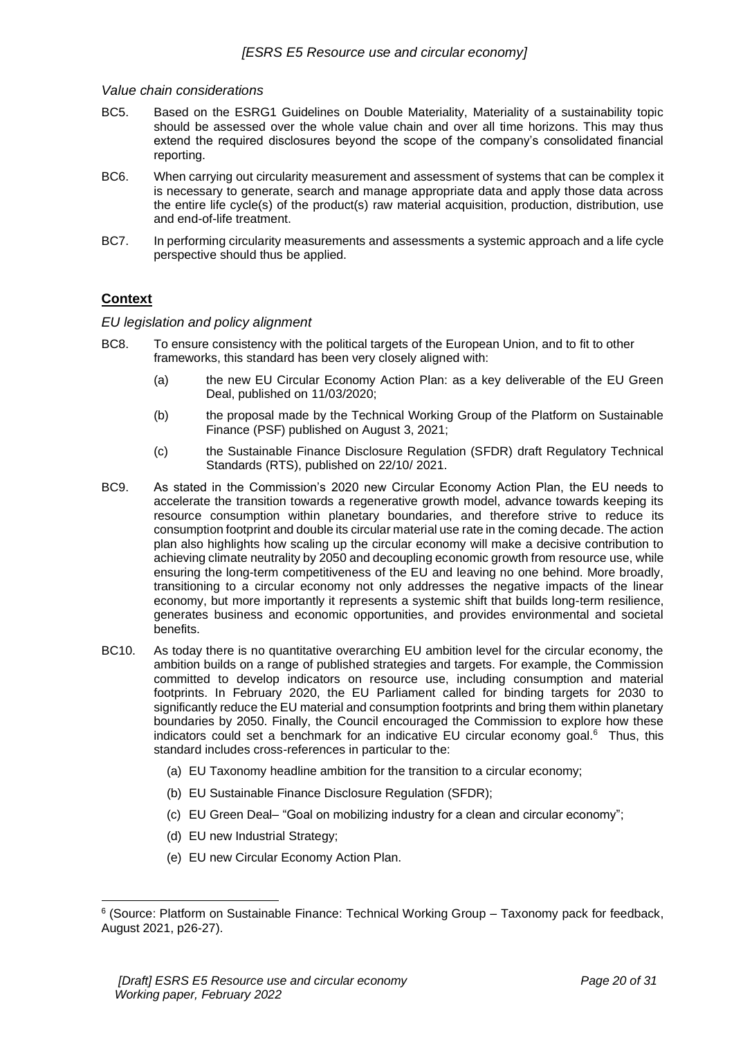*Value chain considerations*

BC5. Based on the ESRG1 Guidelines on Double Materiality, Materiality of a sustainability topic should be assessed over the whole value chain and over all time horizons. This may thus extend the required disclosures beyond the scope of the company's consolidated financial reporting.

BC6. When carrying out circularity measurement and assessment of systems that can be complex it is necessary to generate, search and manage appropriate data and apply those data across the entire life cycle(s) of the product(s) raw material acquisition, production, distribution, use and end-of-life treatment.

BC7. In performing circularity measurements and assessments a systemic approach and a life cycle perspective should thus be applied.

## **Context**

*EU legislation and policy alignment*

BC8. To ensure consistency with the political targets of the European Union, and to fit to other frameworks, this standard has been very closely aligned with:

(a) the new EU Circular Economy Action Plan: as a key deliverable of the EU Green Deal, published on 11/03/2020;

(b) the proposal made by the Technical Working Group of the Platform on Sustainable Finance (PSF) published on August 3, 2021;

(c) the Sustainable Finance Disclosure Regulation (SFDR) draft Regulatory Technical Standards (RTS), published on 22/10/ 2021.

BC9. As stated in the Commission's 2020 new Circular Economy Action Plan, the EU needs to accelerate the transition towards a regenerative growth model, advance towards keeping its resource consumption within planetary boundaries, and therefore strive to reduce its consumption footprint and double its circular material use rate in the coming decade. The action plan also highlights how scaling up the circular economy will make a decisive contribution to achieving climate neutrality by 2050 and decoupling economic growth from resource use, while ensuring the long-term competitiveness of the EU and leaving no one behind. More broadly, transitioning to a circular economy not only addresses the negative impacts of the linear economy, but more importantly it represents a systemic shift that builds long-term resilience, generates business and economic opportunities, and provides environmental and societal benefits.

BC10. As today there is no quantitative overarching EU ambition level for the circular economy, the ambition builds on a range of published strategies and targets. For example, the Commission committed to develop indicators on resource use, including consumption and material footprints. In February 2020, the EU Parliament called for binding targets for 2030 to significantly reduce the EU material and consumption footprints and bring them within planetary boundaries by 2050. Finally, the Council encouraged the Commission to explore how these indicators could set a benchmark for an indicative EU circular economy goal.[6] Thus, this standard includes cross-references in particular to the:

(a) EU Taxonomy headline ambition for the transition to a circular economy;

(b) EU Sustainable Finance Disclosure Regulation (SFDR);

(c) EU Green Deal– "Goal on mobilizing industry for a clean and circular economy";

(d) EU new Industrial Strategy;

(e) EU new Circular Economy Action Plan.

---

[6] (Source: Platform on Sustainable Finance: Technical Working Group – Taxonomy pack for feedback, August 2021, p26-27).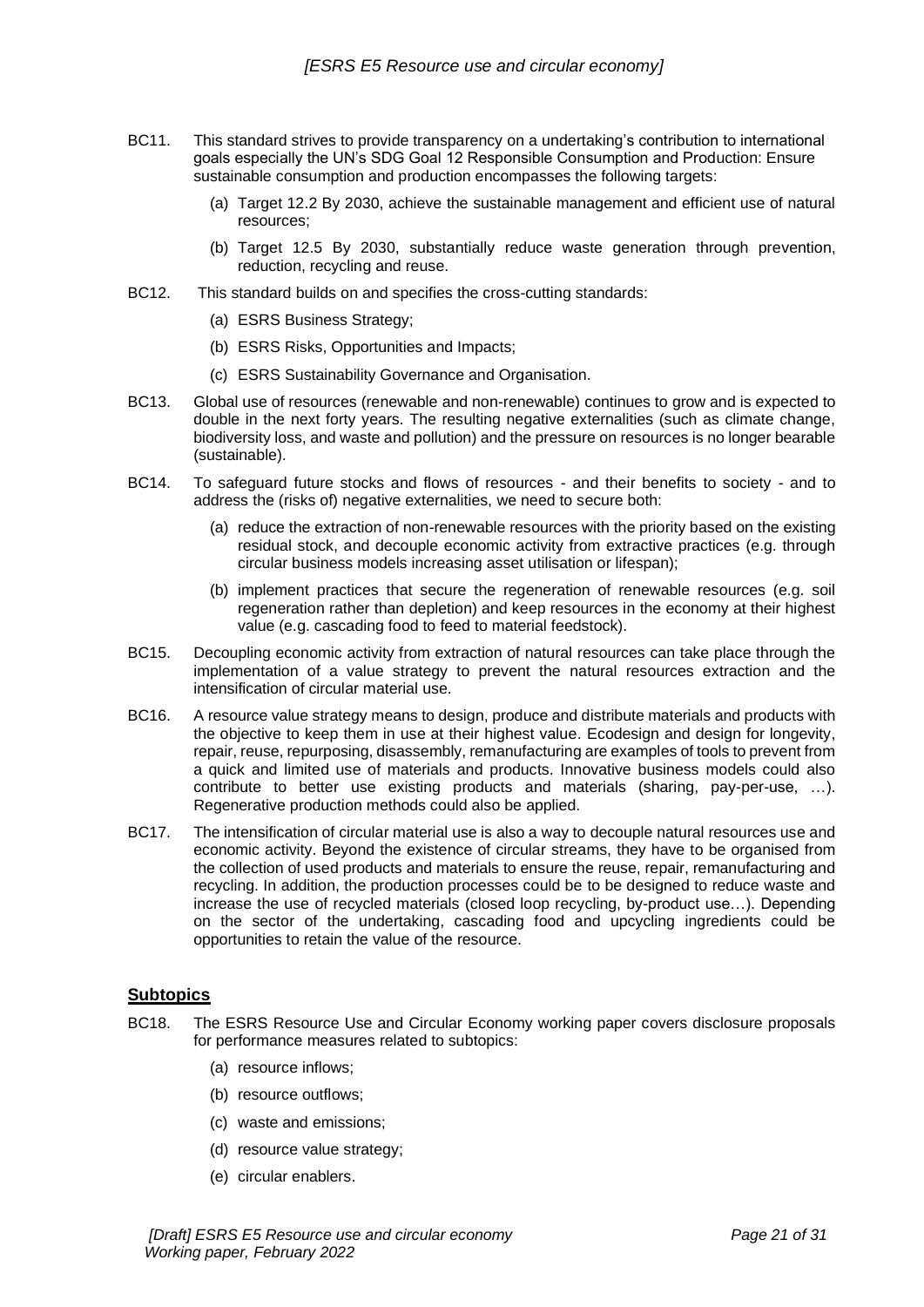BC11. This standard strives to provide transparency on a undertaking's contribution to international goals especially the UN's SDG Goal 12 Responsible Consumption and Production: Ensure sustainable consumption and production encompasses the following targets:

(a) Target 12.2 By 2030, achieve the sustainable management and efficient use of natural resources;

(b) Target 12.5 By 2030, substantially reduce waste generation through prevention, reduction, recycling and reuse.

BC12. This standard builds on and specifies the cross-cutting standards:

(a) ESRS Business Strategy;

(b) ESRS Risks, Opportunities and Impacts;

(c) ESRS Sustainability Governance and Organisation.

BC13. Global use of resources (renewable and non-renewable) continues to grow and is expected to double in the next forty years. The resulting negative externalities (such as climate change, biodiversity loss, and waste and pollution) and the pressure on resources is no longer bearable (sustainable).

BC14. To safeguard future stocks and flows of resources - and their benefits to society - and to address the (risks of) negative externalities, we need to secure both:

(a) reduce the extraction of non-renewable resources with the priority based on the existing residual stock, and decouple economic activity from extractive practices (e.g. through circular business models increasing asset utilisation or lifespan);

(b) implement practices that secure the regeneration of renewable resources (e.g. soil regeneration rather than depletion) and keep resources in the economy at their highest value (e.g. cascading food to feed to material feedstock).

BC15. Decoupling economic activity from extraction of natural resources can take place through the implementation of a value strategy to prevent the natural resources extraction and the intensification of circular material use.

BC16. A resource value strategy means to design, produce and distribute materials and products with the objective to keep them in use at their highest value. Ecodesign and design for longevity, repair, reuse, repurposing, disassembly, remanufacturing are examples of tools to prevent from a quick and limited use of materials and products. Innovative business models could also contribute to better use existing products and materials (sharing, pay-per-use, …). Regenerative production methods could also be applied.

BC17. The intensification of circular material use is also a way to decouple natural resources use and economic activity. Beyond the existence of circular streams, they have to be organised from the collection of used products and materials to ensure the reuse, repair, remanufacturing and recycling. In addition, the production processes could be to be designed to reduce waste and increase the use of recycled materials (closed loop recycling, by-product use…). Depending on the sector of the undertaking, cascading food and upcycling ingredients could be opportunities to retain the value of the resource.

## Subtopics

BC18. The ESRS Resource Use and Circular Economy working paper covers disclosure proposals for performance measures related to subtopics:

(a) resource inflows;

(b) resource outflows;

(c) waste and emissions;

(d) resource value strategy;

(e) circular enablers.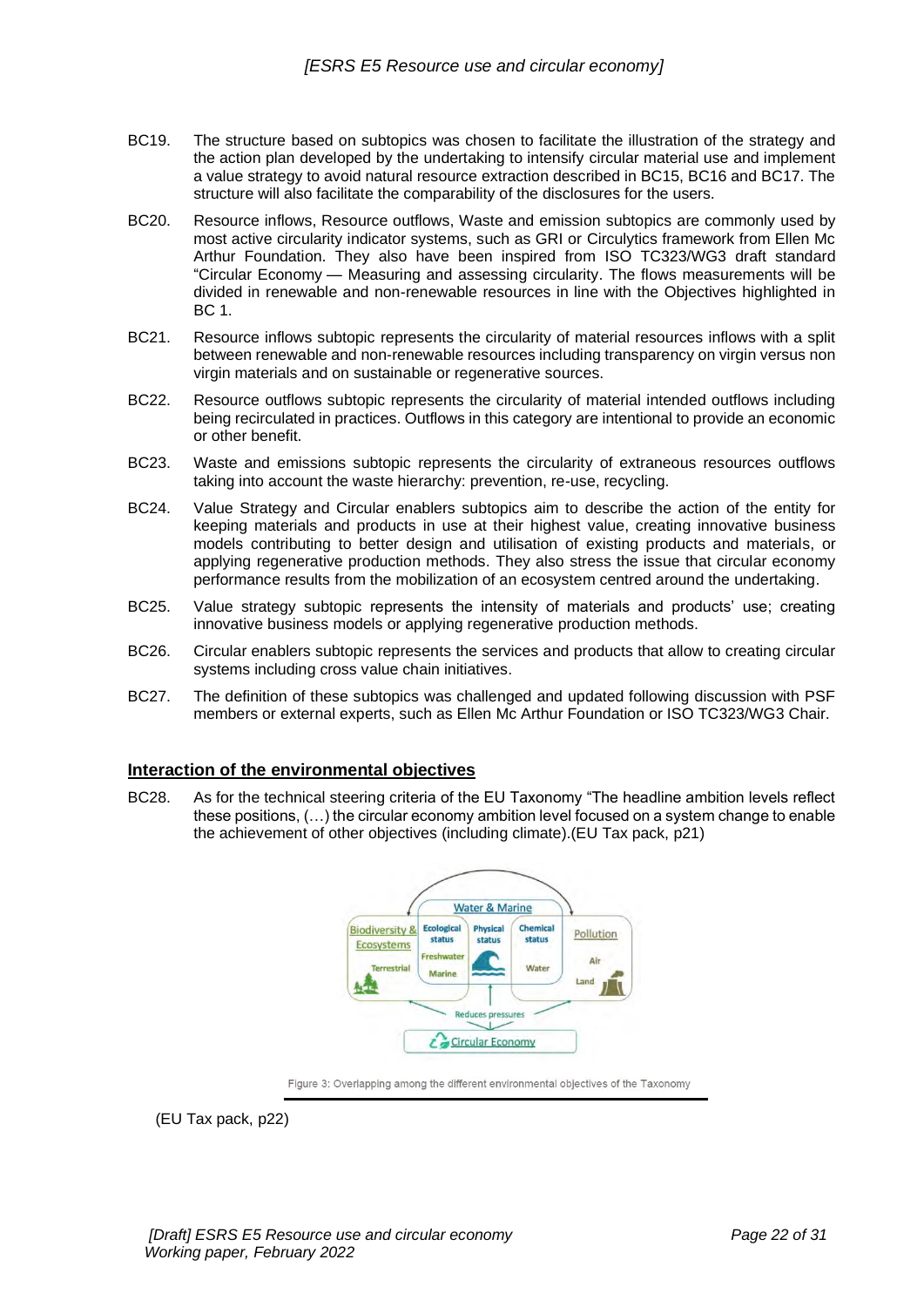BC19. The structure based on subtopics was chosen to facilitate the illustration of the strategy and the action plan developed by the undertaking to intensify circular material use and implement a value strategy to avoid natural resource extraction described in BC15, BC16 and BC17. The structure will also facilitate the comparability of the disclosures for the users.

BC20. Resource inflows, Resource outflows, Waste and emission subtopics are commonly used by most active circularity indicator systems, such as GRI or Circulytics framework from Ellen Mc Arthur Foundation. They also have been inspired from ISO TC323/WG3 draft standard "Circular Economy — Measuring and assessing circularity. The flows measurements will be divided in renewable and non-renewable resources in line with the Objectives highlighted in BC 1.

BC21. Resource inflows subtopic represents the circularity of material resources inflows with a split between renewable and non-renewable resources including transparency on virgin versus non virgin materials and on sustainable or regenerative sources.

BC22. Resource outflows subtopic represents the circularity of material intended outflows including being recirculated in practices. Outflows in this category are intentional to provide an economic or other benefit.

BC23. Waste and emissions subtopic represents the circularity of extraneous resources outflows taking into account the waste hierarchy: prevention, re-use, recycling.

BC24. Value Strategy and Circular enablers subtopics aim to describe the action of the entity for keeping materials and products in use at their highest value, creating innovative business models contributing to better design and utilisation of existing products and materials, or applying regenerative production methods. They also stress the issue that circular economy performance results from the mobilization of an ecosystem centred around the undertaking.

BC25. Value strategy subtopic represents the intensity of materials and products' use; creating innovative business models or applying regenerative production methods.

BC26. Circular enablers subtopic represents the services and products that allow to creating circular systems including cross value chain initiatives.

BC27. The definition of these subtopics was challenged and updated following discussion with PSF members or external experts, such as Ellen Mc Arthur Foundation or ISO TC323/WG3 Chair.

## Interaction of the environmental objectives

BC28. As for the technical steering criteria of the EU Taxonomy "The headline ambition levels reflect these positions, (…) the circular economy ambition level focused on a system change to enable the achievement of other objectives (including climate).(EU Tax pack, p21)

Figure 3: Overlapping among the different environmental objectives of the Taxonomy

(EU Tax pack, p22)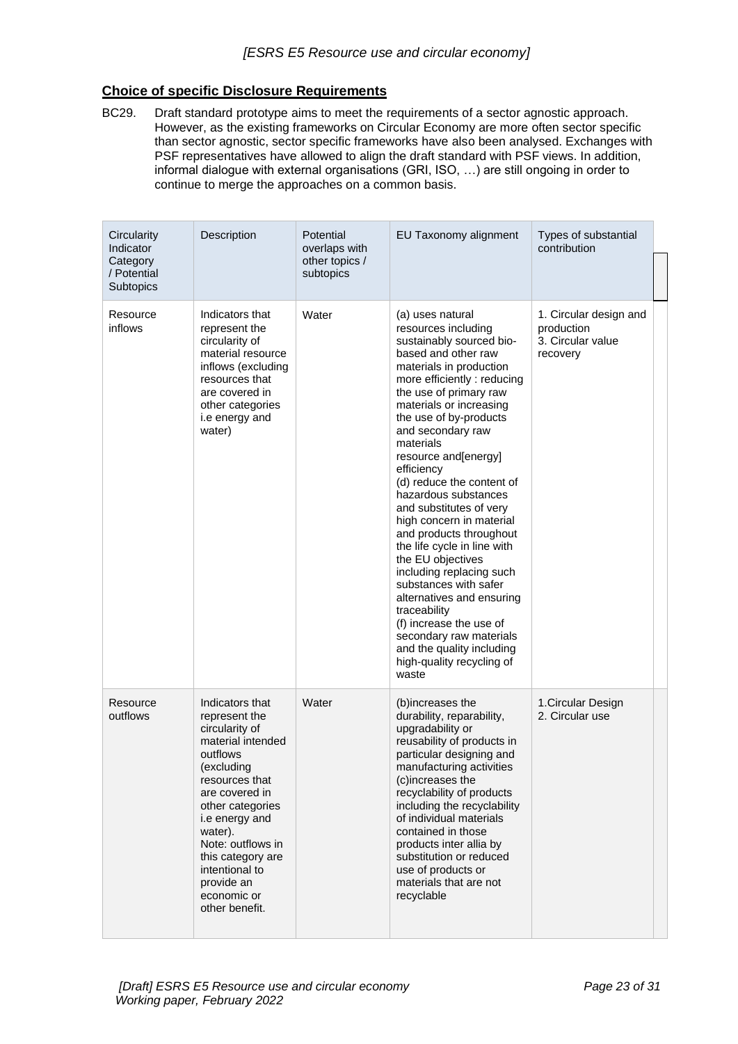## Choice of specific Disclosure Requirements

BC29. Draft standard prototype aims to meet the requirements of a sector agnostic approach. However, as the existing frameworks on Circular Economy are more often sector specific than sector agnostic, sector specific frameworks have also been analysed. Exchanges with PSF representatives have allowed to align the draft standard with PSF views. In addition, informal dialogue with external organisations (GRI, ISO, …) are still ongoing in order to continue to merge the approaches on a common basis.

| Circularity Indicator Category / Potential Subtopics | Description | Potential overlaps with other topics / subtopics | EU Taxonomy alignment | Types of substantial contribution |
|---|---|---|---|---|
| Resource inflows | Indicators that represent the circularity of material resource inflows (excluding resources that are covered in other categories i.e energy and water) | Water | (a) uses natural resources including sustainably sourced bio-based and other raw materials in production more efficiently : reducing the use of primary raw materials or increasing the use of by-products and secondary raw materials resource and[energy] efficiency<br>(d) reduce the content of hazardous substances and substitutes of very high concern in material and products throughout the life cycle in line with the EU objectives including replacing such substances with safer alternatives and ensuring traceability<br>(f) increase the use of secondary raw materials and the quality including high-quality recycling of waste | 1. Circular design and production<br>3. Circular value recovery |
| Resource outflows | Indicators that represent the circularity of material intended outflows (excluding resources that are covered in other categories i.e energy and water).<br>Note: outflows in this category are intentional to provide an economic or other benefit. | Water | (b)increases the durability, reparability, upgradability or reusability of products in particular designing and manufacturing activities<br>(c)increases the recyclability of products including the recyclability of individual materials contained in those products inter allia by substitution or reduced use of products or materials that are not recyclable | 1.Circular Design<br>2. Circular use |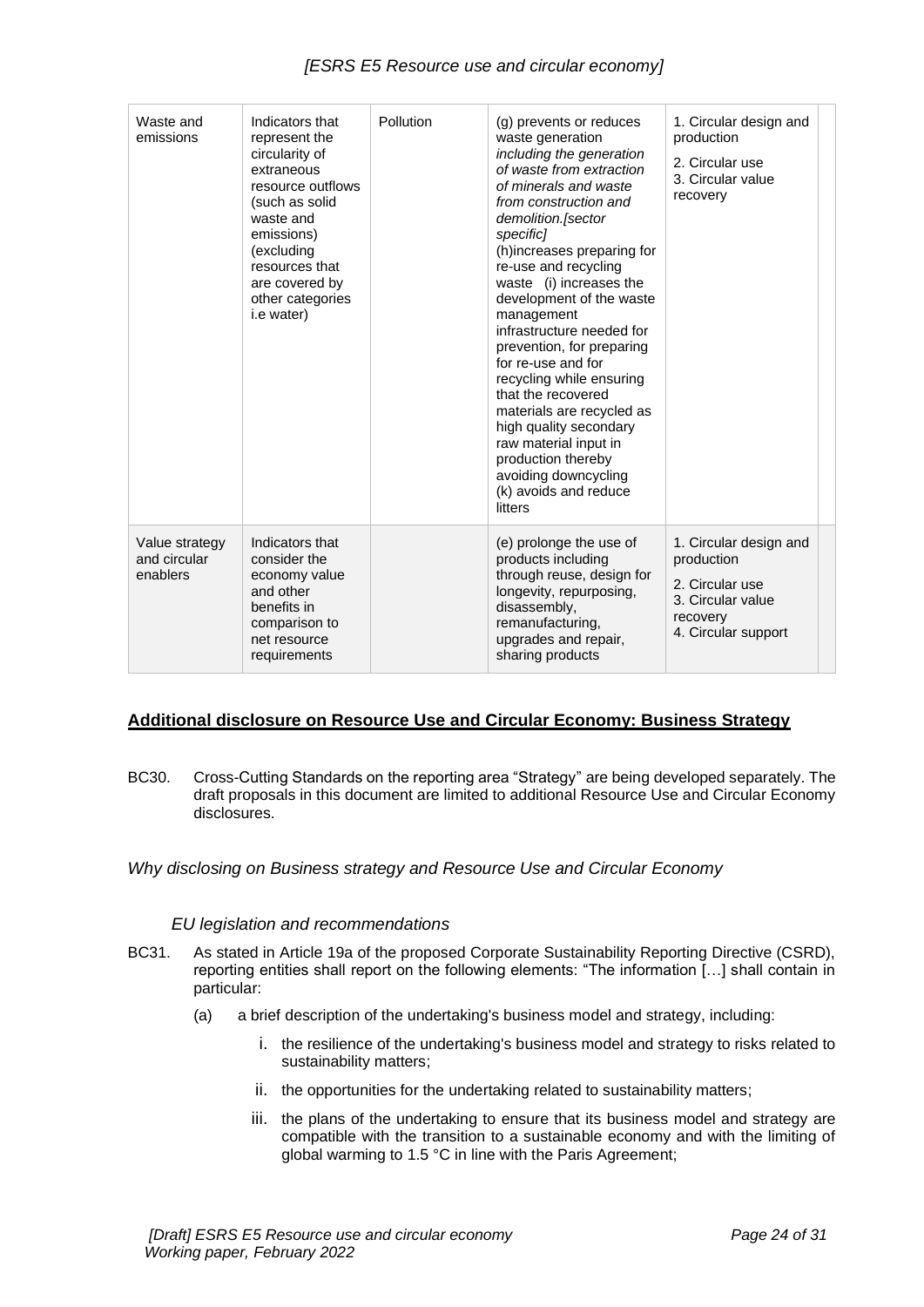| Waste and emissions | Indicators that represent the circularity of extraneous resource outflows (such as solid waste and emissions) (excluding resources that are covered by other categories i.e water) | Pollution | (g) prevents or reduces waste generation *including the generation of waste from extraction of minerals and waste from construction and demolition.[sector specific]* (h)increases preparing for re-use and recycling waste (i) increases the development of the waste management infrastructure needed for prevention, for preparing for re-use and for recycling while ensuring that the recovered materials are recycled as high quality secondary raw material input in production thereby avoiding downcycling (k) avoids and reduce litters | 1. Circular design and production<br>2. Circular use<br>3. Circular value recovery | |
|---|---|---|---|---|---|
| Value strategy and circular enablers | Indicators that consider the economy value and other benefits in comparison to net resource requirements | | (e) prolonge the use of products including through reuse, design for longevity, repurposing, disassembly, remanufacturing, upgrades and repair, sharing products | 1. Circular design and production<br>2. Circular use<br>3. Circular value recovery<br>4. Circular support | |

## Additional disclosure on Resource Use and Circular Economy: Business Strategy

BC30. Cross-Cutting Standards on the reporting area "Strategy" are being developed separately. The draft proposals in this document are limited to additional Resource Use and Circular Economy disclosures.

### *Why disclosing on Business strategy and Resource Use and Circular Economy*

#### *EU legislation and recommendations*

BC31. As stated in Article 19a of the proposed Corporate Sustainability Reporting Directive (CSRD), reporting entities shall report on the following elements: "The information […] shall contain in particular:

(a) a brief description of the undertaking's business model and strategy, including:

i. the resilience of the undertaking's business model and strategy to risks related to sustainability matters;

ii. the opportunities for the undertaking related to sustainability matters;

iii. the plans of the undertaking to ensure that its business model and strategy are compatible with the transition to a sustainable economy and with the limiting of global warming to 1.5 °C in line with the Paris Agreement;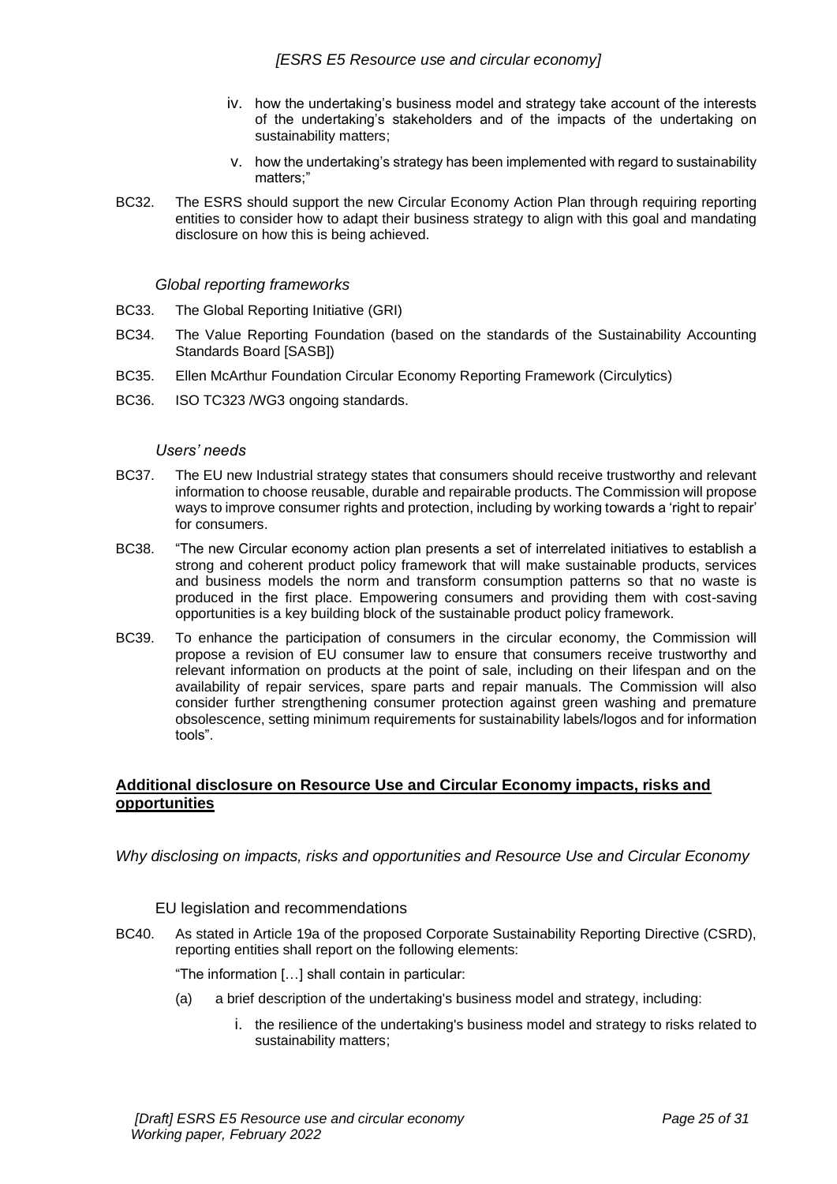iv. how the undertaking's business model and strategy take account of the interests of the undertaking's stakeholders and of the impacts of the undertaking on sustainability matters;

v. how the undertaking's strategy has been implemented with regard to sustainability matters;"

BC32. The ESRS should support the new Circular Economy Action Plan through requiring reporting entities to consider how to adapt their business strategy to align with this goal and mandating disclosure on how this is being achieved.

*Global reporting frameworks*

BC33. The Global Reporting Initiative (GRI)

BC34. The Value Reporting Foundation (based on the standards of the Sustainability Accounting Standards Board [SASB])

BC35. Ellen McArthur Foundation Circular Economy Reporting Framework (Circulytics)

BC36. ISO TC323 /WG3 ongoing standards.

*Users' needs*

BC37. The EU new Industrial strategy states that consumers should receive trustworthy and relevant information to choose reusable, durable and repairable products. The Commission will propose ways to improve consumer rights and protection, including by working towards a 'right to repair' for consumers.

BC38. "The new Circular economy action plan presents a set of interrelated initiatives to establish a strong and coherent product policy framework that will make sustainable products, services and business models the norm and transform consumption patterns so that no waste is produced in the first place. Empowering consumers and providing them with cost-saving opportunities is a key building block of the sustainable product policy framework.

BC39. To enhance the participation of consumers in the circular economy, the Commission will propose a revision of EU consumer law to ensure that consumers receive trustworthy and relevant information on products at the point of sale, including on their lifespan and on the availability of repair services, spare parts and repair manuals. The Commission will also consider further strengthening consumer protection against green washing and premature obsolescence, setting minimum requirements for sustainability labels/logos and for information tools".

## **Additional disclosure on Resource Use and Circular Economy impacts, risks and opportunities**

*Why disclosing on impacts, risks and opportunities and Resource Use and Circular Economy*

EU legislation and recommendations

BC40. As stated in Article 19a of the proposed Corporate Sustainability Reporting Directive (CSRD), reporting entities shall report on the following elements:

"The information […] shall contain in particular:

(a) a brief description of the undertaking's business model and strategy, including:

i. the resilience of the undertaking's business model and strategy to risks related to sustainability matters;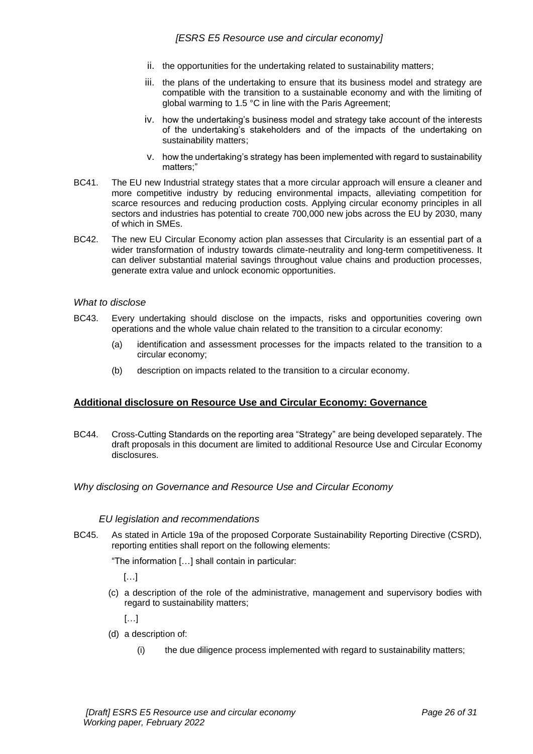ii. the opportunities for the undertaking related to sustainability matters;

iii. the plans of the undertaking to ensure that its business model and strategy are compatible with the transition to a sustainable economy and with the limiting of global warming to 1.5 °C in line with the Paris Agreement;

iv. how the undertaking's business model and strategy take account of the interests of the undertaking's stakeholders and of the impacts of the undertaking on sustainability matters;

v. how the undertaking's strategy has been implemented with regard to sustainability matters;"

BC41. The EU new Industrial strategy states that a more circular approach will ensure a cleaner and more competitive industry by reducing environmental impacts, alleviating competition for scarce resources and reducing production costs. Applying circular economy principles in all sectors and industries has potential to create 700,000 new jobs across the EU by 2030, many of which in SMEs.

BC42. The new EU Circular Economy action plan assesses that Circularity is an essential part of a wider transformation of industry towards climate-neutrality and long-term competitiveness. It can deliver substantial material savings throughout value chains and production processes, generate extra value and unlock economic opportunities.

*What to disclose*

BC43. Every undertaking should disclose on the impacts, risks and opportunities covering own operations and the whole value chain related to the transition to a circular economy:

(a) identification and assessment processes for the impacts related to the transition to a circular economy;

(b) description on impacts related to the transition to a circular economy.

## **Additional disclosure on Resource Use and Circular Economy: Governance**

BC44. Cross-Cutting Standards on the reporting area "Strategy" are being developed separately. The draft proposals in this document are limited to additional Resource Use and Circular Economy disclosures.

*Why disclosing on Governance and Resource Use and Circular Economy*

*EU legislation and recommendations*

BC45. As stated in Article 19a of the proposed Corporate Sustainability Reporting Directive (CSRD), reporting entities shall report on the following elements:

"The information […] shall contain in particular:

[…]

(c) a description of the role of the administrative, management and supervisory bodies with regard to sustainability matters;

[…]

(d) a description of:

(i) the due diligence process implemented with regard to sustainability matters;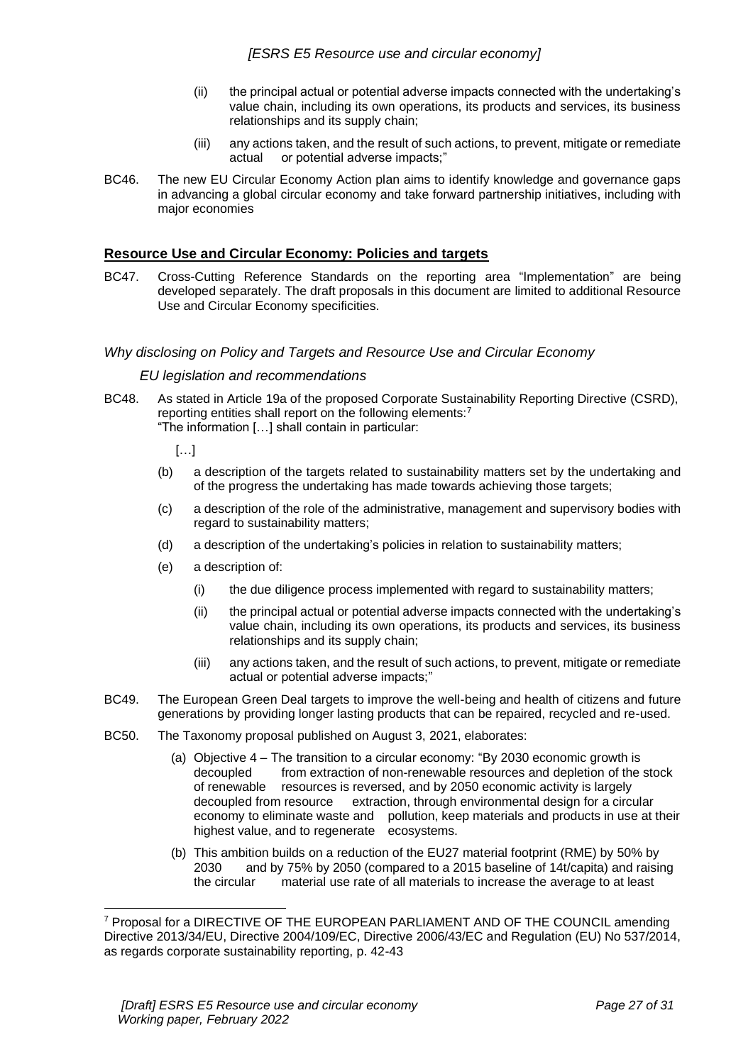(ii) the principal actual or potential adverse impacts connected with the undertaking's value chain, including its own operations, its products and services, its business relationships and its supply chain;

(iii) any actions taken, and the result of such actions, to prevent, mitigate or remediate actual or potential adverse impacts;"

BC46. The new EU Circular Economy Action plan aims to identify knowledge and governance gaps in advancing a global circular economy and take forward partnership initiatives, including with major economies

## **Resource Use and Circular Economy: Policies and targets**

BC47. Cross-Cutting Reference Standards on the reporting area "Implementation" are being developed separately. The draft proposals in this document are limited to additional Resource Use and Circular Economy specificities.

### *Why disclosing on Policy and Targets and Resource Use and Circular Economy*

#### *EU legislation and recommendations*

BC48. As stated in Article 19a of the proposed Corporate Sustainability Reporting Directive (CSRD), reporting entities shall report on the following elements:[7]
"The information […] shall contain in particular:

[…]

(b) a description of the targets related to sustainability matters set by the undertaking and of the progress the undertaking has made towards achieving those targets;

(c) a description of the role of the administrative, management and supervisory bodies with regard to sustainability matters;

(d) a description of the undertaking's policies in relation to sustainability matters;

(e) a description of:

(i) the due diligence process implemented with regard to sustainability matters;

(ii) the principal actual or potential adverse impacts connected with the undertaking's value chain, including its own operations, its products and services, its business relationships and its supply chain;

(iii) any actions taken, and the result of such actions, to prevent, mitigate or remediate actual or potential adverse impacts;"

BC49. The European Green Deal targets to improve the well-being and health of citizens and future generations by providing longer lasting products that can be repaired, recycled and re-used.

BC50. The Taxonomy proposal published on August 3, 2021, elaborates:

(a) Objective 4 – The transition to a circular economy: "By 2030 economic growth is decoupled from extraction of non-renewable resources and depletion of the stock of renewable resources is reversed, and by 2050 economic activity is largely decoupled from resource extraction, through environmental design for a circular economy to eliminate waste and pollution, keep materials and products in use at their highest value, and to regenerate ecosystems.

(b) This ambition builds on a reduction of the EU27 material footprint (RME) by 50% by 2030 and by 75% by 2050 (compared to a 2015 baseline of 14t/capita) and raising the circular material use rate of all materials to increase the average to at least

---

[7] Proposal for a DIRECTIVE OF THE EUROPEAN PARLIAMENT AND OF THE COUNCIL amending Directive 2013/34/EU, Directive 2004/109/EC, Directive 2006/43/EC and Regulation (EU) No 537/2014, as regards corporate sustainability reporting, p. 42-43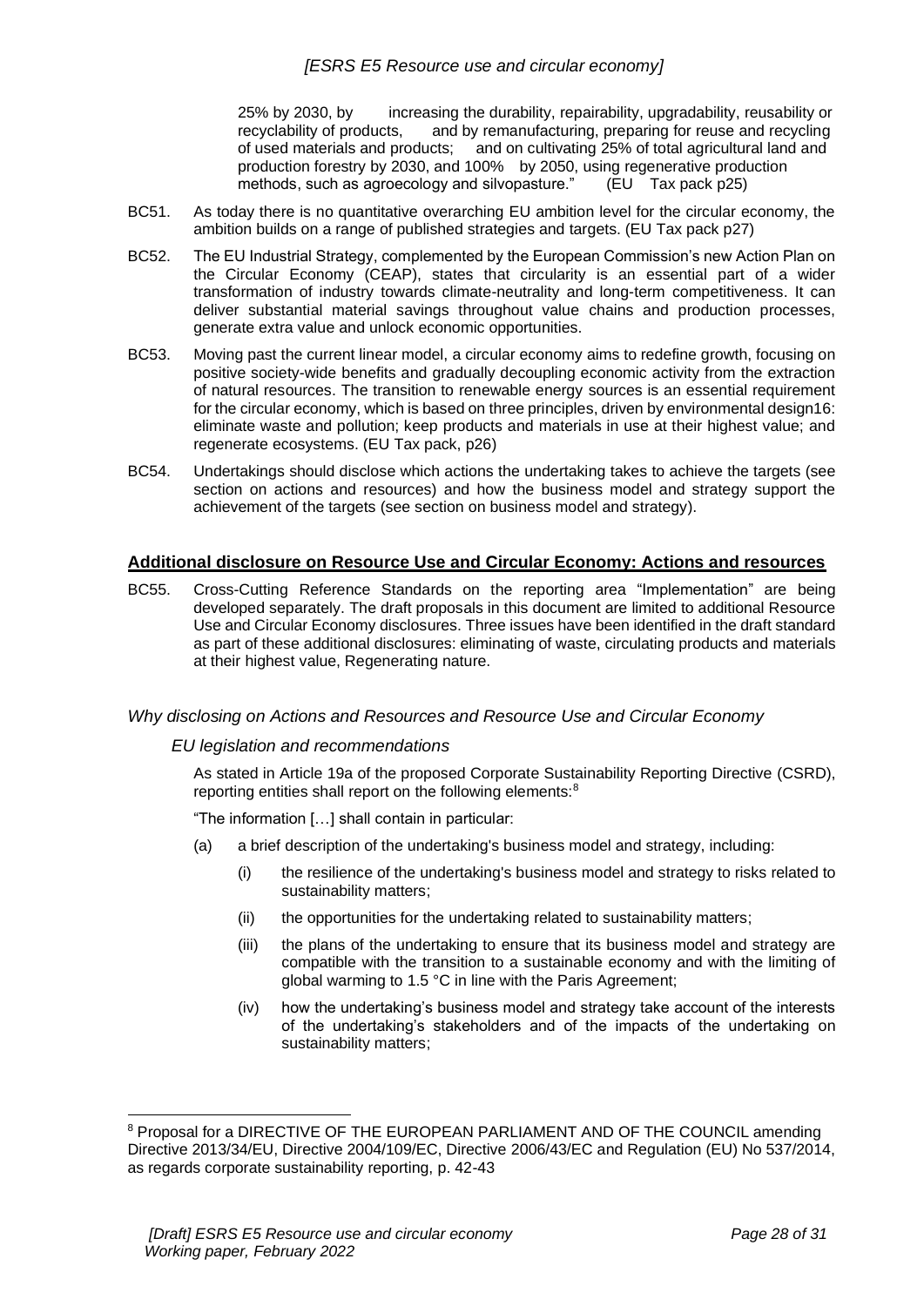25% by 2030, by increasing the durability, repairability, upgradability, reusability or recyclability of products, and by remanufacturing, preparing for reuse and recycling of used materials and products; and on cultivating 25% of total agricultural land and production forestry by 2030, and 100% by 2050, using regenerative production methods, such as agroecology and silvopasture." (EU Tax pack p25)

BC51. As today there is no quantitative overarching EU ambition level for the circular economy, the ambition builds on a range of published strategies and targets. (EU Tax pack p27)

BC52. The EU Industrial Strategy, complemented by the European Commission's new Action Plan on the Circular Economy (CEAP), states that circularity is an essential part of a wider transformation of industry towards climate-neutrality and long-term competitiveness. It can deliver substantial material savings throughout value chains and production processes, generate extra value and unlock economic opportunities.

BC53. Moving past the current linear model, a circular economy aims to redefine growth, focusing on positive society-wide benefits and gradually decoupling economic activity from the extraction of natural resources. The transition to renewable energy sources is an essential requirement for the circular economy, which is based on three principles, driven by environmental design16: eliminate waste and pollution; keep products and materials in use at their highest value; and regenerate ecosystems. (EU Tax pack, p26)

BC54. Undertakings should disclose which actions the undertaking takes to achieve the targets (see section on actions and resources) and how the business model and strategy support the achievement of the targets (see section on business model and strategy).

## Additional disclosure on Resource Use and Circular Economy: Actions and resources

BC55. Cross-Cutting Reference Standards on the reporting area "Implementation" are being developed separately. The draft proposals in this document are limited to additional Resource Use and Circular Economy disclosures. Three issues have been identified in the draft standard as part of these additional disclosures: eliminating of waste, circulating products and materials at their highest value, Regenerating nature.

### *Why disclosing on Actions and Resources and Resource Use and Circular Economy*

#### *EU legislation and recommendations*

As stated in Article 19a of the proposed Corporate Sustainability Reporting Directive (CSRD), reporting entities shall report on the following elements:[8]

"The information […] shall contain in particular:

(a) a brief description of the undertaking's business model and strategy, including:

  (i) the resilience of the undertaking's business model and strategy to risks related to sustainability matters;

  (ii) the opportunities for the undertaking related to sustainability matters;

  (iii) the plans of the undertaking to ensure that its business model and strategy are compatible with the transition to a sustainable economy and with the limiting of global warming to 1.5 °C in line with the Paris Agreement;

  (iv) how the undertaking's business model and strategy take account of the interests of the undertaking's stakeholders and of the impacts of the undertaking on sustainability matters;

---

[8] Proposal for a DIRECTIVE OF THE EUROPEAN PARLIAMENT AND OF THE COUNCIL amending Directive 2013/34/EU, Directive 2004/109/EC, Directive 2006/43/EC and Regulation (EU) No 537/2014, as regards corporate sustainability reporting, p. 42-43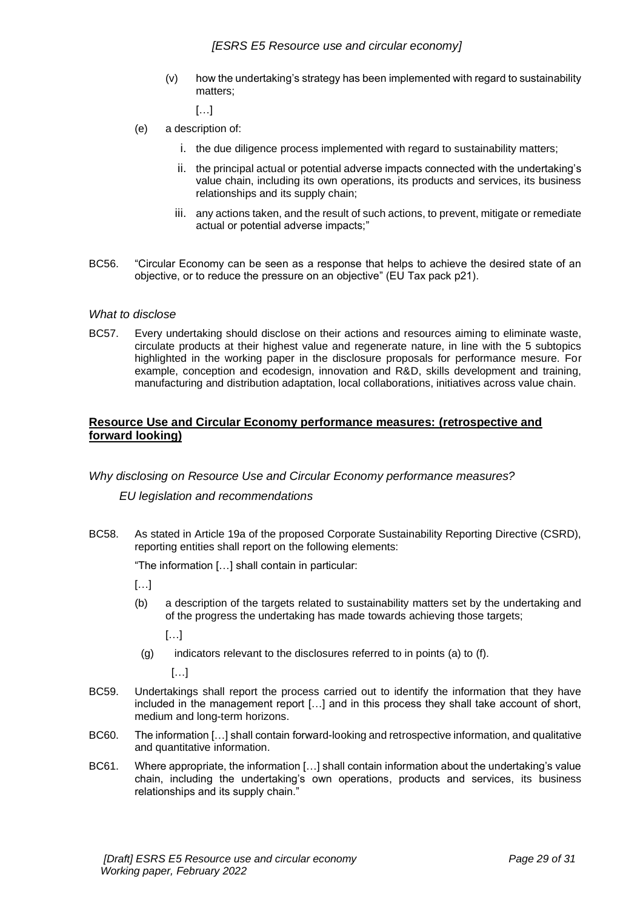(v) how the undertaking's strategy has been implemented with regard to sustainability matters;

[…]

(e) a description of:

i. the due diligence process implemented with regard to sustainability matters;

ii. the principal actual or potential adverse impacts connected with the undertaking's value chain, including its own operations, its products and services, its business relationships and its supply chain;

iii. any actions taken, and the result of such actions, to prevent, mitigate or remediate actual or potential adverse impacts;"

BC56. "Circular Economy can be seen as a response that helps to achieve the desired state of an objective, or to reduce the pressure on an objective" (EU Tax pack p21).

*What to disclose*

BC57. Every undertaking should disclose on their actions and resources aiming to eliminate waste, circulate products at their highest value and regenerate nature, in line with the 5 subtopics highlighted in the working paper in the disclosure proposals for performance mesure. For example, conception and ecodesign, innovation and R&D, skills development and training, manufacturing and distribution adaptation, local collaborations, initiatives across value chain.

**Resource Use and Circular Economy performance measures: (retrospective and forward looking)**

*Why disclosing on Resource Use and Circular Economy performance measures?*

*EU legislation and recommendations*

BC58. As stated in Article 19a of the proposed Corporate Sustainability Reporting Directive (CSRD), reporting entities shall report on the following elements:

"The information […] shall contain in particular:

[…]

(b) a description of the targets related to sustainability matters set by the undertaking and of the progress the undertaking has made towards achieving those targets;

[…]

(g) indicators relevant to the disclosures referred to in points (a) to (f).

[…]

BC59. Undertakings shall report the process carried out to identify the information that they have included in the management report […] and in this process they shall take account of short, medium and long-term horizons.

BC60. The information […] shall contain forward-looking and retrospective information, and qualitative and quantitative information.

BC61. Where appropriate, the information […] shall contain information about the undertaking's value chain, including the undertaking's own operations, products and services, its business relationships and its supply chain."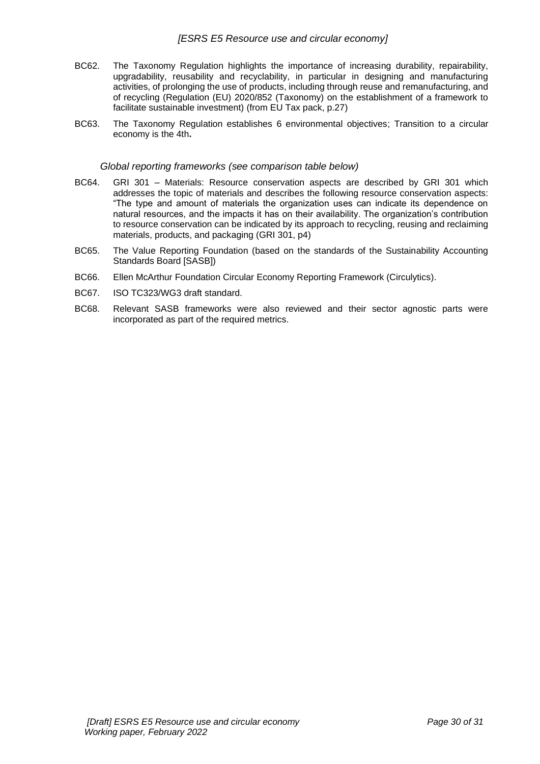BC62. The Taxonomy Regulation highlights the importance of increasing durability, repairability, upgradability, reusability and recyclability, in particular in designing and manufacturing activities, of prolonging the use of products, including through reuse and remanufacturing, and of recycling (Regulation (EU) 2020/852 (Taxonomy) on the establishment of a framework to facilitate sustainable investment) (from EU Tax pack, p.27)

BC63. The Taxonomy Regulation establishes 6 environmental objectives; Transition to a circular economy is the 4th**.**

*Global reporting frameworks (see comparison table below)*

BC64. GRI 301 – Materials: Resource conservation aspects are described by GRI 301 which addresses the topic of materials and describes the following resource conservation aspects: "The type and amount of materials the organization uses can indicate its dependence on natural resources, and the impacts it has on their availability. The organization's contribution to resource conservation can be indicated by its approach to recycling, reusing and reclaiming materials, products, and packaging (GRI 301, p4)

BC65. The Value Reporting Foundation (based on the standards of the Sustainability Accounting Standards Board [SASB])

BC66. Ellen McArthur Foundation Circular Economy Reporting Framework (Circulytics).

BC67. ISO TC323/WG3 draft standard.

BC68. Relevant SASB frameworks were also reviewed and their sector agnostic parts were incorporated as part of the required metrics.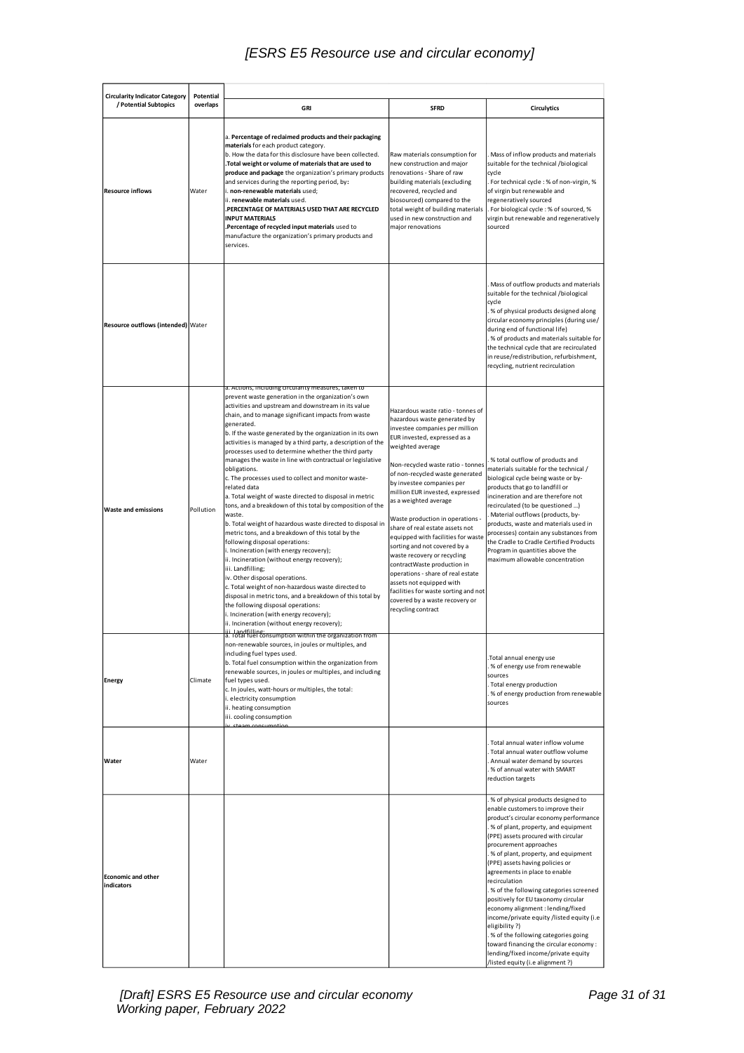| Circularity Indicator Category / Potential Subtopics | Potential overlaps | GRI | SFRD | Circulytics |
|---|---|---|---|---|
| Resource inflows | Water | a. **Percentage of reclaimed products and their packaging materials** for each product category.<br>b. How the data for this disclosure have been collected.<br>.**Total weight or volume of materials that are used to produce and package** the organization's primary products and services during the reporting period, by**:**<br>i. **non-renewable materials** used;<br>ii. **renewable materials** used.<br>.**PERCENTAGE OF MATERIALS USED THAT ARE RECYCLED INPUT MATERIALS**<br>.**Percentage of recycled input materials** used to manufacture the organization's primary products and services. | Raw materials consumption for new construction and major renovations - Share of raw building materials (excluding recovered, recycled and biosourced) compared to the total weight of building materials used in new construction and major renovations | . Mass of inflow products and materials suitable for the technical /biological cycle<br>. For technical cycle : % of non-virgin, % of virgin but renewable and regeneratively sourced<br>. For biological cycle : % of sourced, % virgin but renewable and regeneratively sourced |
| Resource outflows (intended) | Water | | | . Mass of outflow products and materials suitable for the technical /biological cycle<br>. % of physical products designed along circular economy principles (during use/ during end of functional life)<br>. % of products and materials suitable for the technical cycle that are recirculated in reuse/redistribution, refurbishment, recycling, nutrient recirculation |
| Waste and emissions | Pollution | a. Actions, including circularity measures, taken to prevent waste generation in the organization's own activities and upstream and downstream in its value chain, and to manage significant impacts from waste generated.<br>b. If the waste generated by the organization in its own activities is managed by a third party, a description of the processes used to determine whether the third party manages the waste in line with contractual or legislative obligations.<br>c. The processes used to collect and monitor waste-related data<br>a. Total weight of waste directed to disposal in metric tons, and a breakdown of this total by composition of the waste.<br>b. Total weight of hazardous waste directed to disposal in metric tons, and a breakdown of this total by the following disposal operations:<br>i. Incineration (with energy recovery);<br>ii. Incineration (without energy recovery);<br>iii. Landfilling;<br>iv. Other disposal operations.<br>c. Total weight of non-hazardous waste directed to disposal in metric tons, and a breakdown of this total by the following disposal operations:<br>i. Incineration (with energy recovery);<br>ii. Incineration (without energy recovery);<br>iii. Landfilling; | Hazardous waste ratio - tonnes of hazardous waste generated by investee companies per million EUR invested, expressed as a weighted average<br><br>Non-recycled waste ratio - tonnes of non-recycled waste generated by investee companies per million EUR invested, expressed as a weighted average<br><br>Waste production in operations - share of real estate assets not equipped with facilities for waste sorting and not covered by a waste recovery or recycling contractWaste production in operations - share of real estate assets not equipped with facilities for waste sorting and not covered by a waste recovery or recycling contract | . % total outflow of products and materials suitable for the technical / biological cycle being waste or by-products that go to landfill or incineration and are therefore not recirculated (to be questioned ...)<br>. Material outflows (products, by-products, waste and materials used in processes) contain any substances from the Cradle to Cradle Certified Products Program in quantities above the maximum allowable concentration |
| Energy | Climate | a. Total fuel consumption within the organization from non-renewable sources, in joules or multiples, and including fuel types used.<br>b. Total fuel consumption within the organization from renewable sources, in joules or multiples, and including fuel types used.<br>c. In joules, watt-hours or multiples, the total:<br>i. electricity consumption<br>ii. heating consumption<br>iii. cooling consumption<br>iv. steam consumption | | .Total annual energy use<br>. % of energy use from renewable sources<br>. Total energy production<br>. % of energy production from renewable sources |
| Water | Water | | | . Total annual water inflow volume<br>. Total annual water outflow volume<br>. Annual water demand by sources<br>. % of annual water with SMART reduction targets |
| Economic and other indicators | | | | . % of physical products designed to enable customers to improve their product's circular economy performance<br>. % of plant, property, and equipment (PPE) assets procured with circular procurement approaches<br>. % of plant, property, and equipment (PPE) assets having policies or agreements in place to enable recirculation<br>. % of the following categories screened positively for EU taxonomy circular economy alignment : lending/fixed income/private equity /listed equity (i.e eligibility ?)<br>. % of the following categories going toward financing the circular economy : lending/fixed income/private equity /listed equity (i.e alignment ?) |